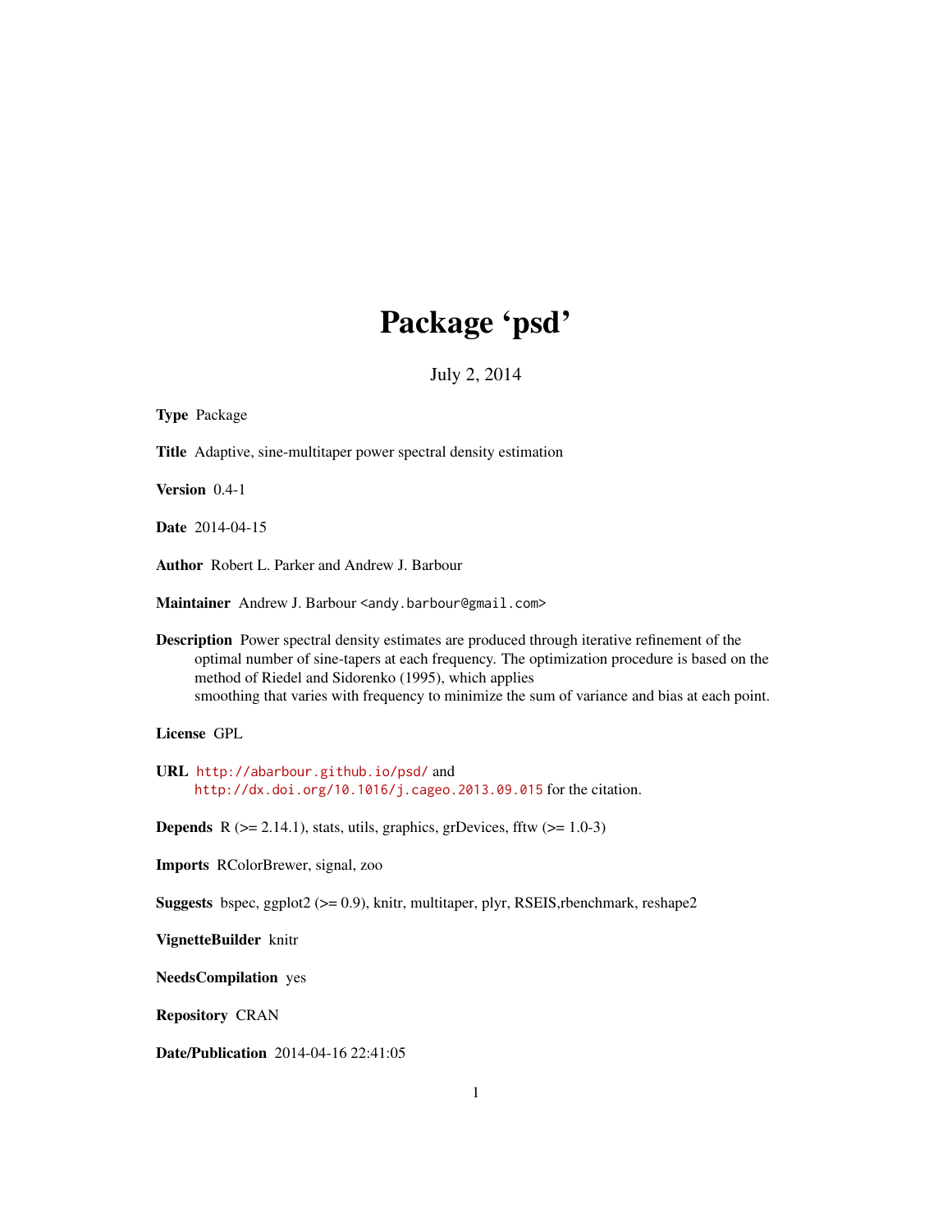# Package 'psd'

July 2, 2014

**Type** Package

**Title** Adaptive, sine-multitaper power spectral density estimation

**Version** 0.4-1

**Date** 2014-04-15

**Author** Robert L. Parker and Andrew J. Barbour

**Maintainer** Andrew J. Barbour <andy.barbour@gmail.com>

**Description** Power spectral density estimates are produced through iterative refinement of the optimal number of sine-tapers at each frequency. The optimization procedure is based on the method of Riedel and Sidorenko (1995), which applies smoothing that varies with frequency to minimize the sum of variance and bias at each point.

**License** GPL

**URL** http://abarbour.github.io/psd/ and http://dx.doi.org/10.1016/j.cageo.2013.09.015 for the citation.

**Depends** R (>= 2.14.1), stats, utils, graphics, grDevices, fftw (>= 1.0-3)

**Imports** RColorBrewer, signal, zoo

**Suggests** bspec, ggplot2 (>= 0.9), knitr, multitaper, plyr, RSEIS,rbenchmark, reshape2

**VignetteBuilder** knitr

**NeedsCompilation** yes

**Repository** CRAN

**Date/Publication** 2014-04-16 22:41:05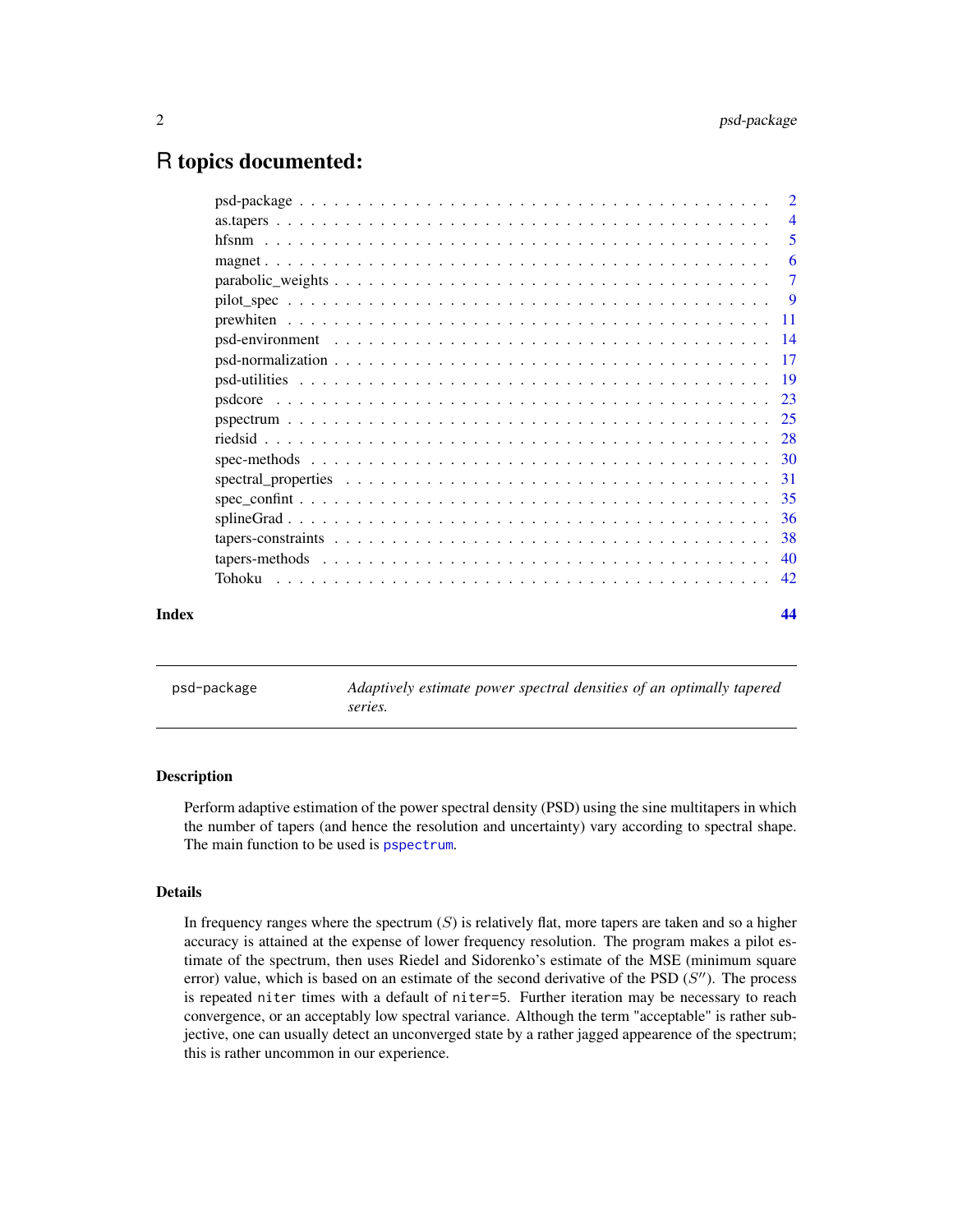# R topics documented:

| | |
|---|---|
| psd-package | 2 |
| as.tapers | 4 |
| hfsnm | 5 |
| magnet | 6 |
| parabolic_weights | 7 |
| pilot_spec | 9 |
| prewhiten | 11 |
| psd-environment | 14 |
| psd-normalization | 17 |
| psd-utilities | 19 |
| psdcore | 23 |
| pspectrum | 25 |
| riedsid | 28 |
| spec-methods | 30 |
| spectral_properties | 31 |
| spec_confint | 35 |
| splineGrad | 36 |
| tapers-constraints | 38 |
| tapers-methods | 40 |
| Tohoku | 42 |
| **Index** | **44** |

---

psd-package — *Adaptively estimate power spectral densities of an optimally tapered series.*

---

## Description

Perform adaptive estimation of the power spectral density (PSD) using the sine multitapers in which the number of tapers (and hence the resolution and uncertainty) vary according to spectral shape. The main function to be used is `pspectrum`.

## Details

In frequency ranges where the spectrum ($S$) is relatively flat, more tapers are taken and so a higher accuracy is attained at the expense of lower frequency resolution. The program makes a pilot estimate of the spectrum, then uses Riedel and Sidorenko's estimate of the MSE (minimum square error) value, which is based on an estimate of the second derivative of the PSD ($S''$). The process is repeated `niter` times with a default of `niter=5`. Further iteration may be necessary to reach convergence, or an acceptably low spectral variance. Although the term "acceptable" is rather subjective, one can usually detect an unconverged state by a rather jagged appearence of the spectrum; this is rather uncommon in our experience.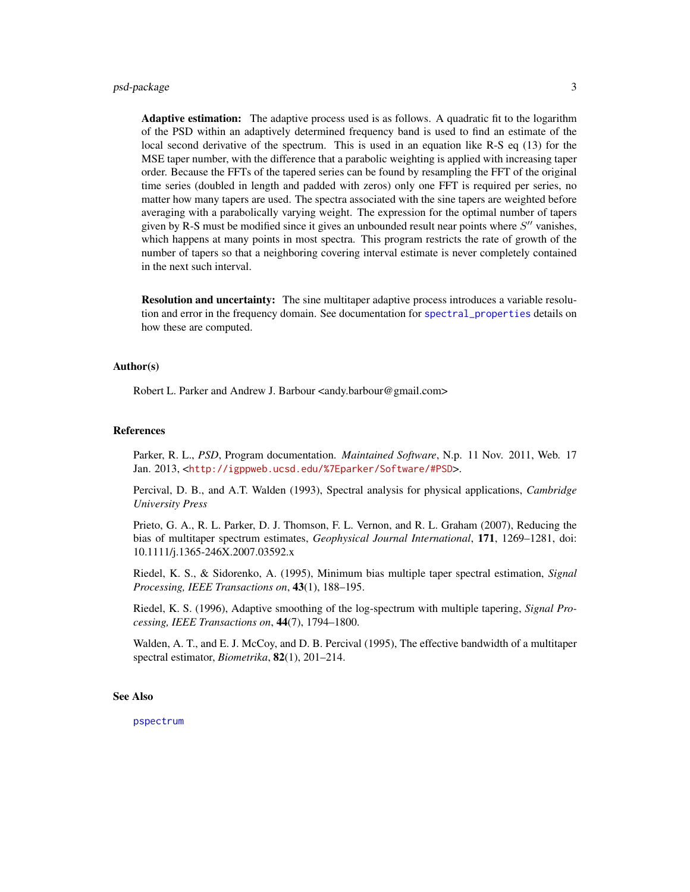**Adaptive estimation:** The adaptive process used is as follows. A quadratic fit to the logarithm of the PSD within an adaptively determined frequency band is used to find an estimate of the local second derivative of the spectrum. This is used in an equation like R-S eq (13) for the MSE taper number, with the difference that a parabolic weighting is applied with increasing taper order. Because the FFTs of the tapered series can be found by resampling the FFT of the original time series (doubled in length and padded with zeros) only one FFT is required per series, no matter how many tapers are used. The spectra associated with the sine tapers are weighted before averaging with a parabolically varying weight. The expression for the optimal number of tapers given by R-S must be modified since it gives an unbounded result near points where $S''$ vanishes, which happens at many points in most spectra. This program restricts the rate of growth of the number of tapers so that a neighboring covering interval estimate is never completely contained in the next such interval.

**Resolution and uncertainty:** The sine multitaper adaptive process introduces a variable resolution and error in the frequency domain. See documentation for `spectral_properties` details on how these are computed.

## Author(s)

Robert L. Parker and Andrew J. Barbour <andy.barbour@gmail.com>

## References

Parker, R. L., *PSD*, Program documentation. *Maintained Software*, N.p. 11 Nov. 2011, Web. 17 Jan. 2013, <http://igppweb.ucsd.edu/%7Eparker/Software/#PSD>.

Percival, D. B., and A.T. Walden (1993), Spectral analysis for physical applications, *Cambridge University Press*

Prieto, G. A., R. L. Parker, D. J. Thomson, F. L. Vernon, and R. L. Graham (2007), Reducing the bias of multitaper spectrum estimates, *Geophysical Journal International*, **171**, 1269–1281, doi: 10.1111/j.1365-246X.2007.03592.x

Riedel, K. S., & Sidorenko, A. (1995), Minimum bias multiple taper spectral estimation, *Signal Processing, IEEE Transactions on*, **43**(1), 188–195.

Riedel, K. S. (1996), Adaptive smoothing of the log-spectrum with multiple tapering, *Signal Processing, IEEE Transactions on*, **44**(7), 1794–1800.

Walden, A. T., and E. J. McCoy, and D. B. Percival (1995), The effective bandwidth of a multitaper spectral estimator, *Biometrika*, **82**(1), 201–214.

## See Also

`pspectrum`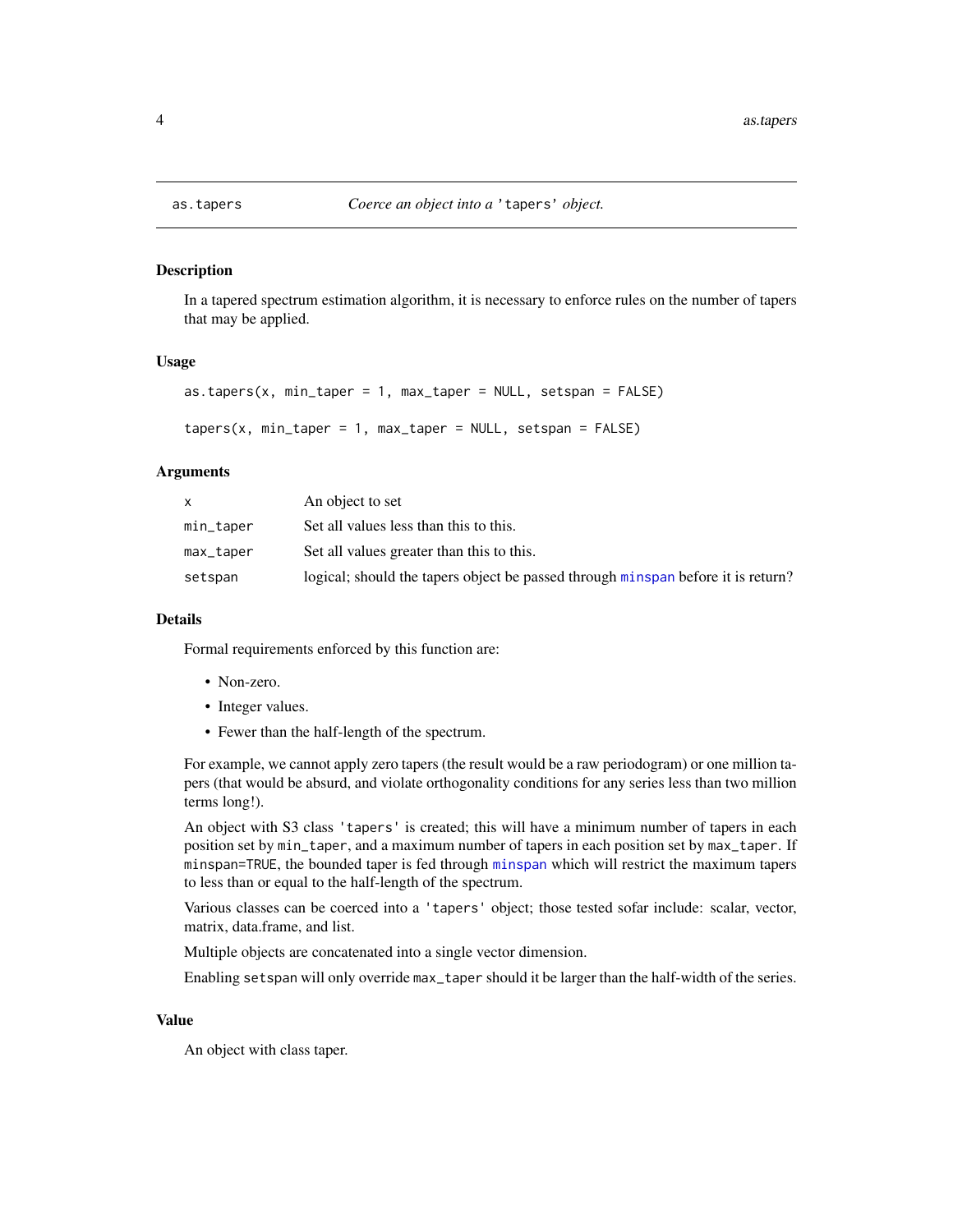## as.tapers — *Coerce an object into a 'tapers' object.*

### Description

In a tapered spectrum estimation algorithm, it is necessary to enforce rules on the number of tapers that may be applied.

### Usage

```
as.tapers(x, min_taper = 1, max_taper = NULL, setspan = FALSE)

tapers(x, min_taper = 1, max_taper = NULL, setspan = FALSE)
```

### Arguments

| | |
|---|---|
| `x` | An object to set |
| `min_taper` | Set all values less than this to this. |
| `max_taper` | Set all values greater than this to this. |
| `setspan` | logical; should the tapers object be passed through `minspan` before it is return? |

### Details

Formal requirements enforced by this function are:

- Non-zero.
- Integer values.
- Fewer than the half-length of the spectrum.

For example, we cannot apply zero tapers (the result would be a raw periodogram) or one million tapers (that would be absurd, and violate orthogonality conditions for any series less than two million terms long!).

An object with S3 class `'tapers'` is created; this will have a minimum number of tapers in each position set by `min_taper`, and a maximum number of tapers in each position set by `max_taper`. If `minspan=TRUE`, the bounded taper is fed through `minspan` which will restrict the maximum tapers to less than or equal to the half-length of the spectrum.

Various classes can be coerced into a `'tapers'` object; those tested sofar include: scalar, vector, matrix, data.frame, and list.

Multiple objects are concatenated into a single vector dimension.

Enabling `setspan` will only override `max_taper` should it be larger than the half-width of the series.

### Value

An object with class taper.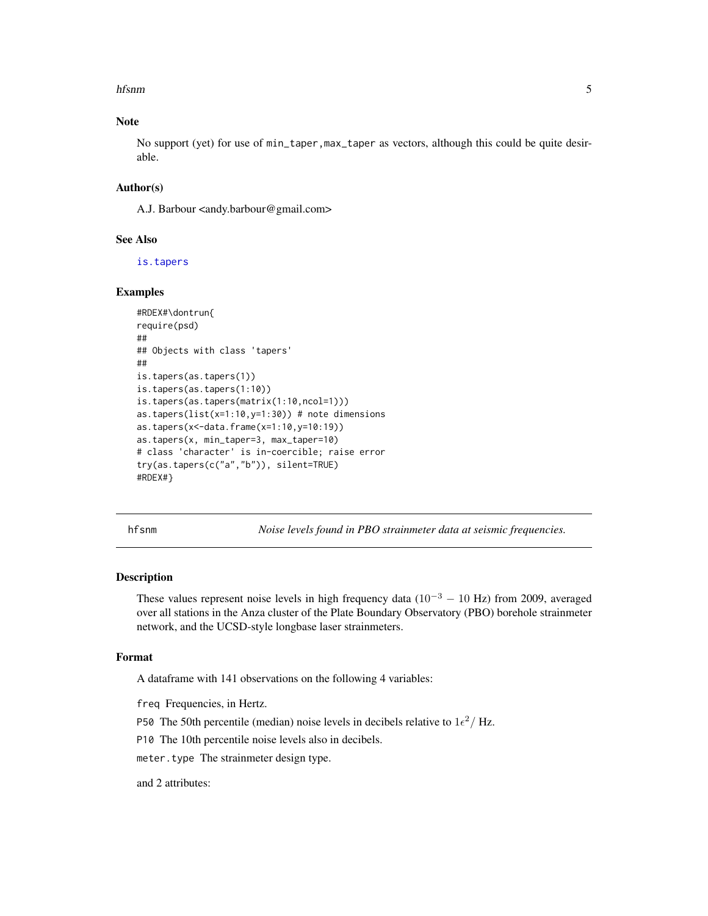## Note

No support (yet) for use of `min_taper,max_taper` as vectors, although this could be quite desirable.

## Author(s)

A.J. Barbour <andy.barbour@gmail.com>

## See Also

is.tapers

## Examples

```
#RDEX#\dontrun{
require(psd)
##
## Objects with class 'tapers'
##
is.tapers(as.tapers(1))
is.tapers(as.tapers(1:10))
is.tapers(as.tapers(matrix(1:10,ncol=1)))
as.tapers(list(x=1:10,y=1:30)) # note dimensions
as.tapers(x<-data.frame(x=1:10,y=10:19))
as.tapers(x, min_taper=3, max_taper=10)
# class 'character' is in-coercible; raise error
try(as.tapers(c("a","b")), silent=TRUE)
#RDEX#}
```

---

# hfsnm — *Noise levels found in PBO strainmeter data at seismic frequencies.*

## Description

These values represent noise levels in high frequency data ($10^{-3} - 10$ Hz) from 2009, averaged over all stations in the Anza cluster of the Plate Boundary Observatory (PBO) borehole strainmeter network, and the UCSD-style longbase laser strainmeters.

## Format

A dataframe with 141 observations on the following 4 variables:

`freq` Frequencies, in Hertz.

`P50` The 50th percentile (median) noise levels in decibels relative to $1\epsilon^2$/ Hz.

`P10` The 10th percentile noise levels also in decibels.

`meter.type` The strainmeter design type.

and 2 attributes: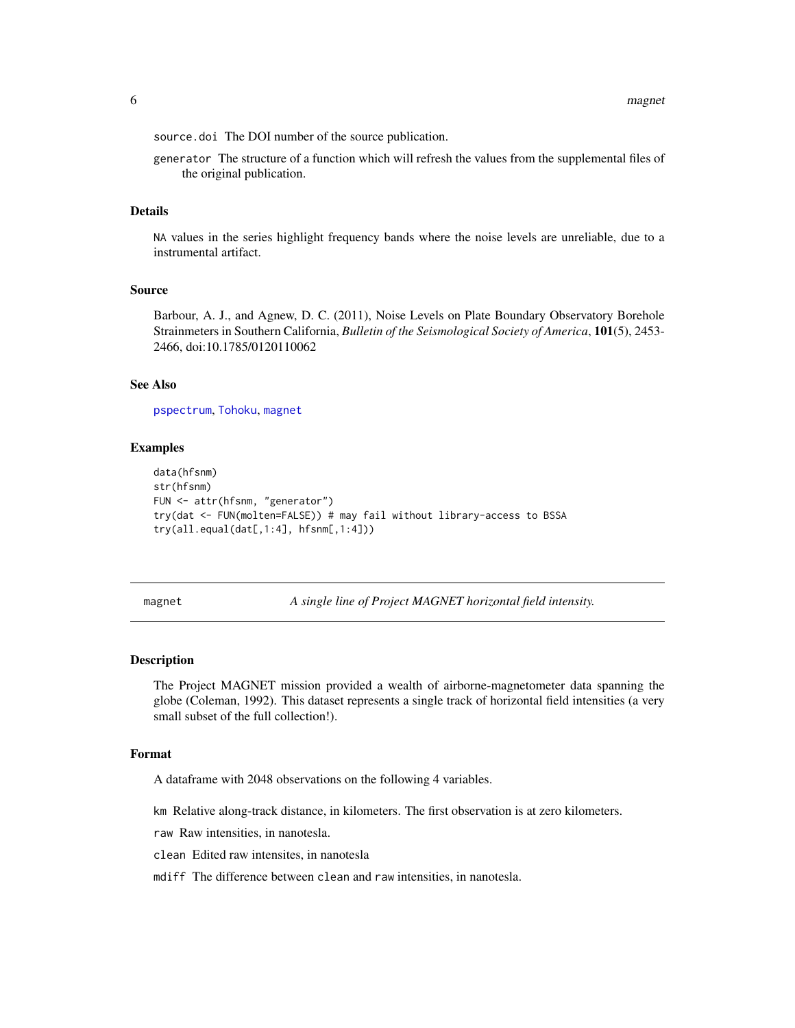source.doi The DOI number of the source publication.

generator The structure of a function which will refresh the values from the supplemental files of the original publication.

### Details

NA values in the series highlight frequency bands where the noise levels are unreliable, due to a instrumental artifact.

### Source

Barbour, A. J., and Agnew, D. C. (2011), Noise Levels on Plate Boundary Observatory Borehole Strainmeters in Southern California, *Bulletin of the Seismological Society of America*, **101**(5), 2453-2466, doi:10.1785/0120110062

### See Also

pspectrum, Tohoku, magnet

### Examples

```
data(hfsnm)
str(hfsnm)
FUN <- attr(hfsnm, "generator")
try(dat <- FUN(molten=FALSE)) # may fail without library-access to BSSA
try(all.equal(dat[,1:4], hfsnm[,1:4]))
```

---

## magnet — *A single line of Project MAGNET horizontal field intensity.*

### Description

The Project MAGNET mission provided a wealth of airborne-magnetometer data spanning the globe (Coleman, 1992). This dataset represents a single track of horizontal field intensities (a very small subset of the full collection!).

### Format

A dataframe with 2048 observations on the following 4 variables.

km Relative along-track distance, in kilometers. The first observation is at zero kilometers.

raw Raw intensities, in nanotesla.

clean Edited raw intensites, in nanotesla

mdiff The difference between clean and raw intensities, in nanotesla.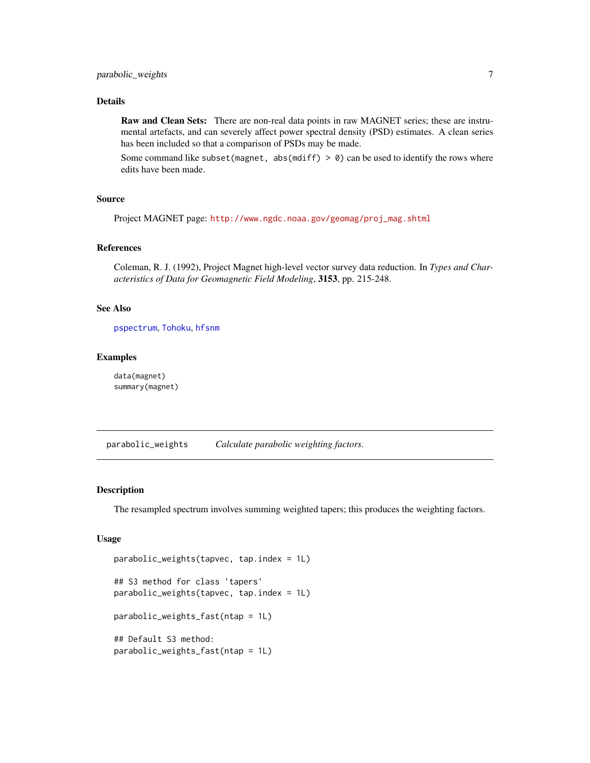## Details

**Raw and Clean Sets:** There are non-real data points in raw MAGNET series; these are instrumental artefacts, and can severely affect power spectral density (PSD) estimates. A clean series has been included so that a comparison of PSDs may be made.

Some command like `subset(magnet, abs(mdiff) > 0)` can be used to identify the rows where edits have been made.

## Source

Project MAGNET page: http://www.ngdc.noaa.gov/geomag/proj_mag.shtml

## References

Coleman, R. J. (1992), Project Magnet high-level vector survey data reduction. In *Types and Characteristics of Data for Geomagnetic Field Modeling*, **3153**, pp. 215-248.

## See Also

pspectrum, Tohoku, hfsnm

## Examples

```
data(magnet)
summary(magnet)
```

---

# parabolic_weights — *Calculate parabolic weighting factors.*

## Description

The resampled spectrum involves summing weighted tapers; this produces the weighting factors.

## Usage

```
parabolic_weights(tapvec, tap.index = 1L)

## S3 method for class 'tapers'
parabolic_weights(tapvec, tap.index = 1L)

parabolic_weights_fast(ntap = 1L)

## Default S3 method:
parabolic_weights_fast(ntap = 1L)
```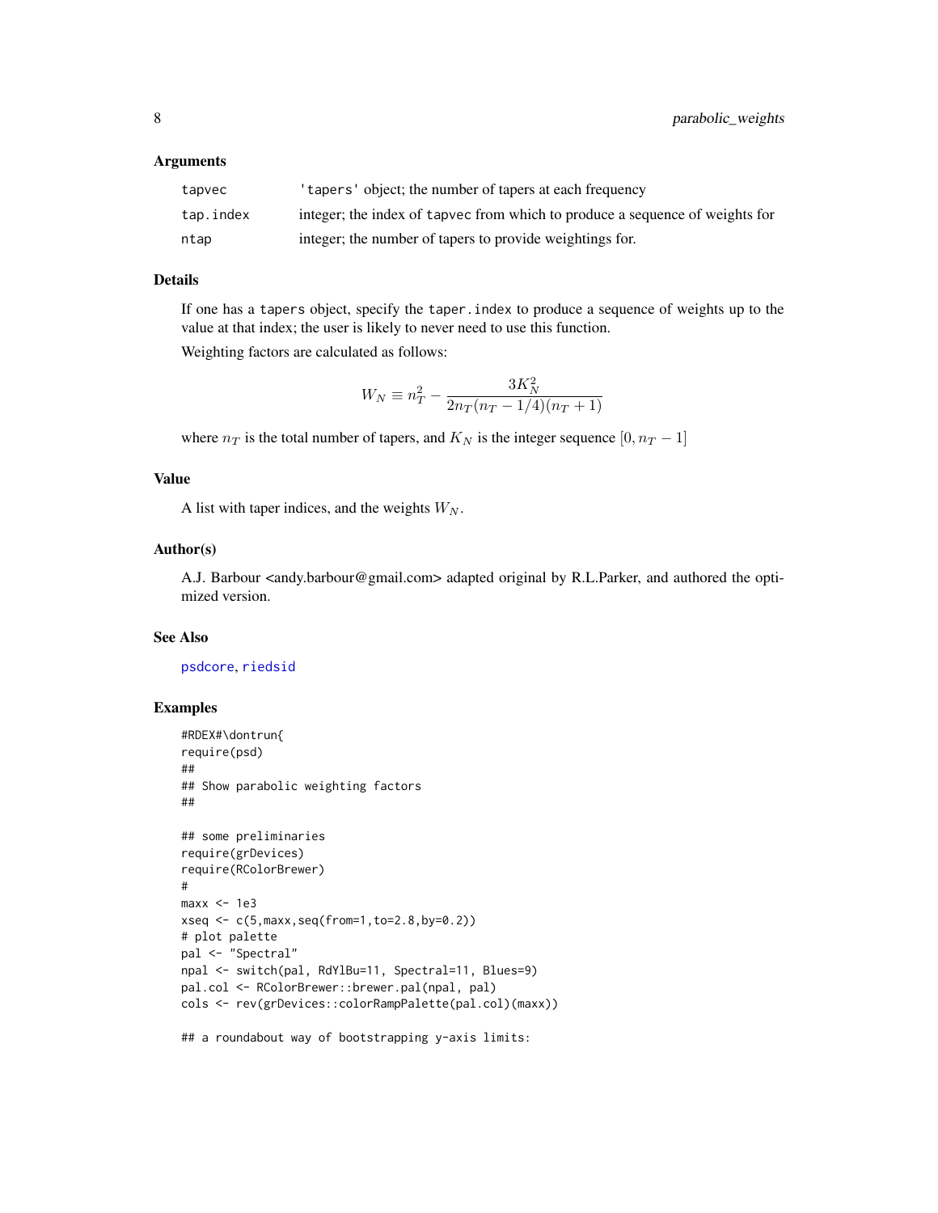### Arguments

| | |
|---|---|
| tapvec | 'tapers' object; the number of tapers at each frequency |
| tap.index | integer; the index of tapvec from which to produce a sequence of weights for |
| ntap | integer; the number of tapers to provide weightings for. |

### Details

If one has a tapers object, specify the taper.index to produce a sequence of weights up to the value at that index; the user is likely to never need to use this function.

Weighting factors are calculated as follows:

$$W_N \equiv n_T^2 - \frac{3K_N^2}{2n_T(n_T - 1/4)(n_T + 1)}$$

where $n_T$ is the total number of tapers, and $K_N$ is the integer sequence $[0, n_T - 1]$

### Value

A list with taper indices, and the weights $W_N$.

### Author(s)

A.J. Barbour <andy.barbour@gmail.com> adapted original by R.L.Parker, and authored the optimized version.

### See Also

psdcore, riedsid

### Examples

```
#RDEX#\dontrun{
require(psd)
##
## Show parabolic weighting factors
##

## some preliminaries
require(grDevices)
require(RColorBrewer)
#
maxx <- 1e3
xseq <- c(5,maxx,seq(from=1,to=2.8,by=0.2))
# plot palette
pal <- "Spectral"
npal <- switch(pal, RdYlBu=11, Spectral=11, Blues=9)
pal.col <- RColorBrewer::brewer.pal(npal, pal)
cols <- rev(grDevices::colorRampPalette(pal.col)(maxx))

## a roundabout way of bootstrapping y-axis limits:
```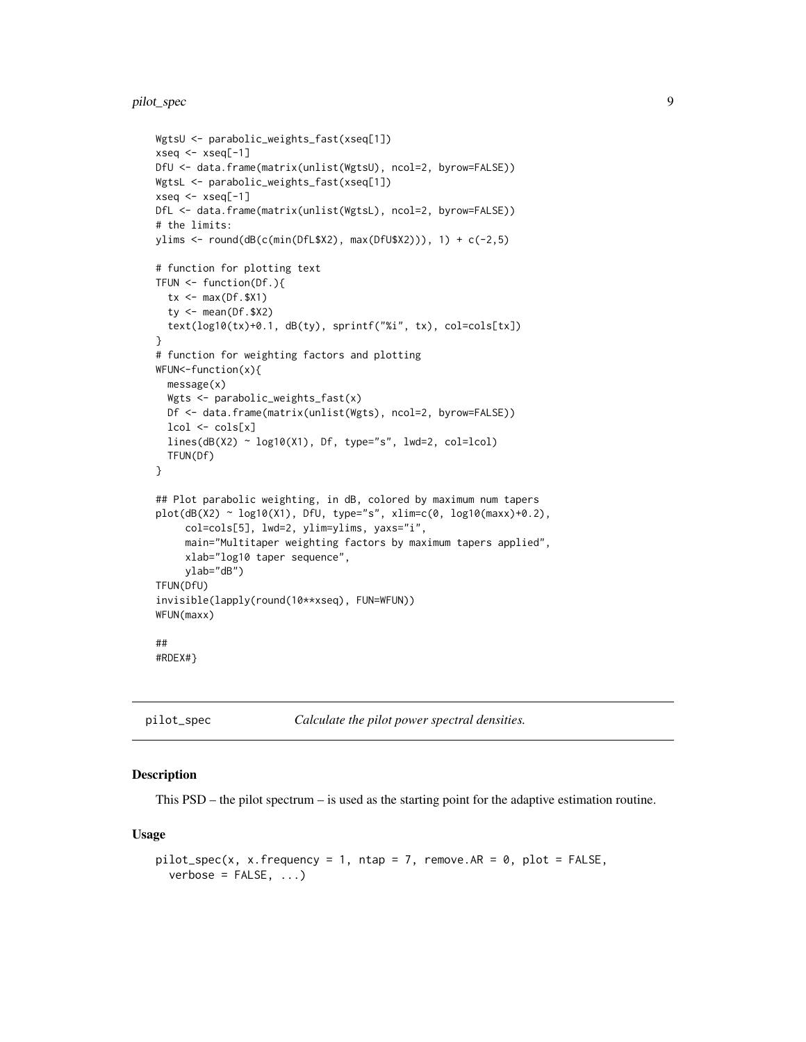```
WgtsU <- parabolic_weights_fast(xseq[1])
xseq <- xseq[-1]
DfU <- data.frame(matrix(unlist(WgtsU), ncol=2, byrow=FALSE))
WgtsL <- parabolic_weights_fast(xseq[1])
xseq <- xseq[-1]
DfL <- data.frame(matrix(unlist(WgtsL), ncol=2, byrow=FALSE))
# the limits:
ylims <- round(dB(c(min(DfL$X2), max(DfU$X2))), 1) + c(-2,5)

# function for plotting text
TFUN <- function(Df.){
  tx <- max(Df.$X1)
  ty <- mean(Df.$X2)
  text(log10(tx)+0.1, dB(ty), sprintf("%i", tx), col=cols[tx])
}
# function for weighting factors and plotting
WFUN<-function(x){
  message(x)
  Wgts <- parabolic_weights_fast(x)
  Df <- data.frame(matrix(unlist(Wgts), ncol=2, byrow=FALSE))
  lcol <- cols[x]
  lines(dB(X2) ~ log10(X1), Df, type="s", lwd=2, col=lcol)
  TFUN(Df)
}

## Plot parabolic weighting, in dB, colored by maximum num tapers
plot(dB(X2) ~ log10(X1), DfU, type="s", xlim=c(0, log10(maxx)+0.2),
     col=cols[5], lwd=2, ylim=ylims, yaxs="i",
     main="Multitaper weighting factors by maximum tapers applied",
     xlab="log10 taper sequence",
     ylab="dB")
TFUN(DfU)
invisible(lapply(round(10**xseq), FUN=WFUN))
WFUN(maxx)

##
#RDEX#}
```

---

pilot_spec — *Calculate the pilot power spectral densities.*

---

### Description

This PSD – the pilot spectrum – is used as the starting point for the adaptive estimation routine.

### Usage

```
pilot_spec(x, x.frequency = 1, ntap = 7, remove.AR = 0, plot = FALSE,
  verbose = FALSE, ...)
```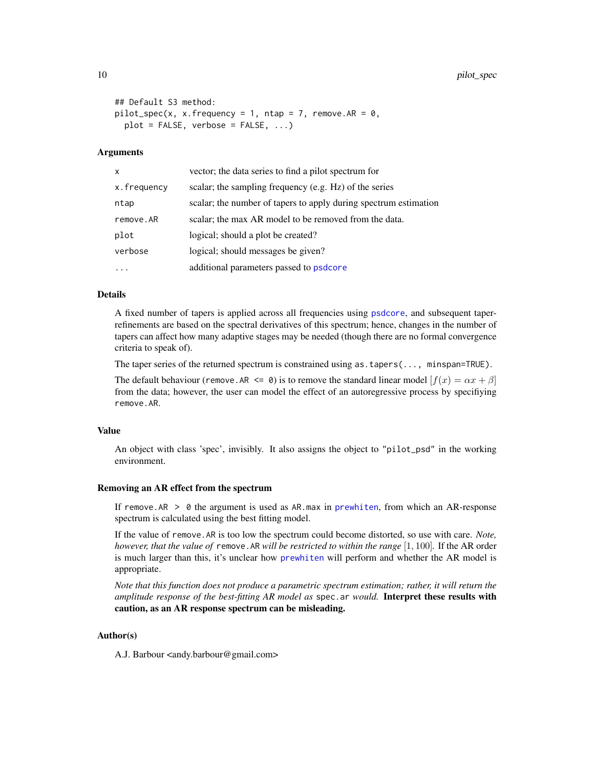```
## Default S3 method:
pilot_spec(x, x.frequency = 1, ntap = 7, remove.AR = 0,
  plot = FALSE, verbose = FALSE, ...)
```

### Arguments

| | |
|---|---|
| x | vector; the data series to find a pilot spectrum for |
| x.frequency | scalar; the sampling frequency (e.g. Hz) of the series |
| ntap | scalar; the number of tapers to apply during spectrum estimation |
| remove.AR | scalar; the max AR model to be removed from the data. |
| plot | logical; should a plot be created? |
| verbose | logical; should messages be given? |
| ... | additional parameters passed to psdcore |

### Details

A fixed number of tapers is applied across all frequencies using psdcore, and subsequent taper-refinements are based on the spectral derivatives of this spectrum; hence, changes in the number of tapers can affect how many adaptive stages may be needed (though there are no formal convergence criteria to speak of).

The taper series of the returned spectrum is constrained using `as.tapers(..., minspan=TRUE)`.

The default behaviour (`remove.AR <= 0`) is to remove the standard linear model $[f(x) = \alpha x + \beta]$ from the data; however, the user can model the effect of an autoregressive process by specifiying `remove.AR`.

### Value

An object with class 'spec', invisibly. It also assigns the object to `"pilot_psd"` in the working environment.

### Removing an AR effect from the spectrum

If `remove.AR > 0` the argument is used as `AR.max` in prewhiten, from which an AR-response spectrum is calculated using the best fitting model.

If the value of `remove.AR` is too low the spectrum could become distorted, so use with care. *Note, however, that the value of* `remove.AR` *will be restricted to within the range* $[1, 100]$. If the AR order is much larger than this, it's unclear how prewhiten will perform and whether the AR model is appropriate.

*Note that this function does not produce a parametric spectrum estimation; rather, it will return the amplitude response of the best-fitting AR model as* `spec.ar` *would.* **Interpret these results with caution, as an AR response spectrum can be misleading.**

### Author(s)

A.J. Barbour <andy.barbour@gmail.com>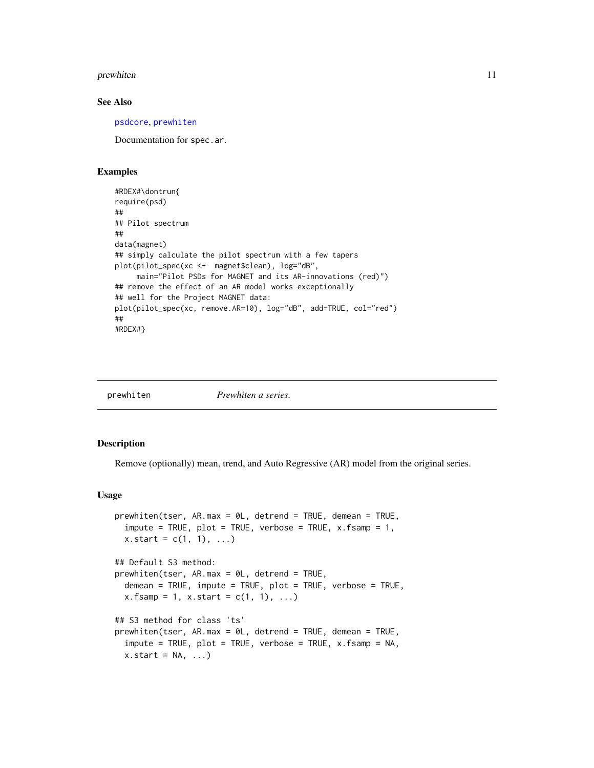### See Also

psdcore, prewhiten

Documentation for spec.ar.

### Examples

```
#RDEX#\dontrun{
require(psd)
##
## Pilot spectrum
##
data(magnet)
## simply calculate the pilot spectrum with a few tapers
plot(pilot_spec(xc <-  magnet$clean), log="dB",
     main="Pilot PSDs for MAGNET and its AR-innovations (red)")
## remove the effect of an AR model works exceptionally
## well for the Project MAGNET data:
plot(pilot_spec(xc, remove.AR=10), log="dB", add=TRUE, col="red")
##
#RDEX#}
```

---

## prewhiten — *Prewhiten a series.*

### Description

Remove (optionally) mean, trend, and Auto Regressive (AR) model from the original series.

### Usage

```
prewhiten(tser, AR.max = 0L, detrend = TRUE, demean = TRUE,
  impute = TRUE, plot = TRUE, verbose = TRUE, x.fsamp = 1,
  x.start = c(1, 1), ...)

## Default S3 method:
prewhiten(tser, AR.max = 0L, detrend = TRUE,
  demean = TRUE, impute = TRUE, plot = TRUE, verbose = TRUE,
  x.fsamp = 1, x.start = c(1, 1), ...)

## S3 method for class 'ts'
prewhiten(tser, AR.max = 0L, detrend = TRUE, demean = TRUE,
  impute = TRUE, plot = TRUE, verbose = TRUE, x.fsamp = NA,
  x.start = NA, ...)
```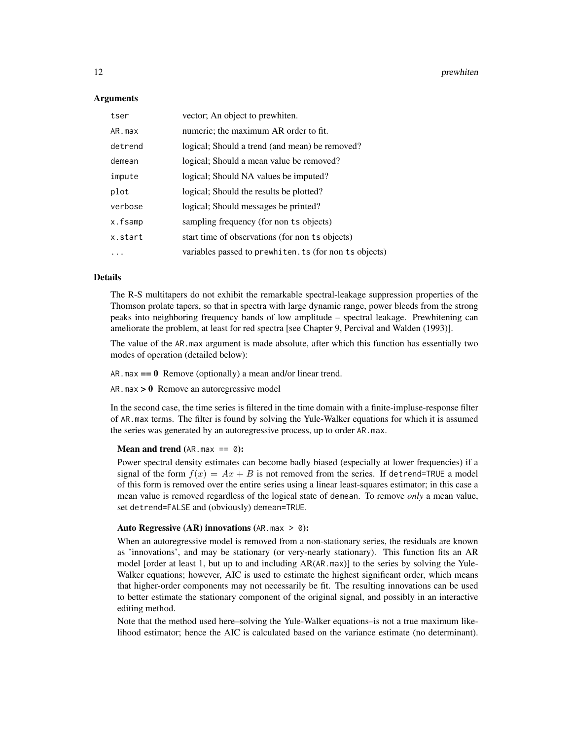### Arguments

| | |
|---|---|
| `tser` | vector; An object to prewhiten. |
| `AR.max` | numeric; the maximum AR order to fit. |
| `detrend` | logical; Should a trend (and mean) be removed? |
| `demean` | logical; Should a mean value be removed? |
| `impute` | logical; Should NA values be imputed? |
| `plot` | logical; Should the results be plotted? |
| `verbose` | logical; Should messages be printed? |
| `x.fsamp` | sampling frequency (for non `ts` objects) |
| `x.start` | start time of observations (for non `ts` objects) |
| `...` | variables passed to `prewhiten.ts` (for non `ts` objects) |

### Details

The R-S multitapers do not exhibit the remarkable spectral-leakage suppression properties of the Thomson prolate tapers, so that in spectra with large dynamic range, power bleeds from the strong peaks into neighboring frequency bands of low amplitude – spectral leakage. Prewhitening can ameliorate the problem, at least for red spectra [see Chapter 9, Percival and Walden (1993)].

The value of the `AR.max` argument is made absolute, after which this function has essentially two modes of operation (detailed below):

`AR.max` **== 0** Remove (optionally) a mean and/or linear trend.

`AR.max` **> 0** Remove an autoregressive model

In the second case, the time series is filtered in the time domain with a finite-impluse-response filter of `AR.max` terms. The filter is found by solving the Yule-Walker equations for which it is assumed the series was generated by an autoregressive process, up to order `AR.max`.

**Mean and trend** (`AR.max == 0`)**:**

Power spectral density estimates can become badly biased (especially at lower frequencies) if a signal of the form $f(x) = Ax + B$ is not removed from the series. If `detrend=TRUE` a model of this form is removed over the entire series using a linear least-squares estimator; in this case a mean value is removed regardless of the logical state of `demean`. To remove *only* a mean value, set `detrend=FALSE` and (obviously) `demean=TRUE`.

**Auto Regressive (AR) innovations** (`AR.max > 0`)**:**

When an autoregressive model is removed from a non-stationary series, the residuals are known as 'innovations', and may be stationary (or very-nearly stationary). This function fits an AR model [order at least 1, but up to and including AR(`AR.max`)] to the series by solving the Yule-Walker equations; however, AIC is used to estimate the highest significant order, which means that higher-order components may not necessarily be fit. The resulting innovations can be used to better estimate the stationary component of the original signal, and possibly in an interactive editing method.

Note that the method used here–solving the Yule-Walker equations–is not a true maximum likelihood estimator; hence the AIC is calculated based on the variance estimate (no determinant).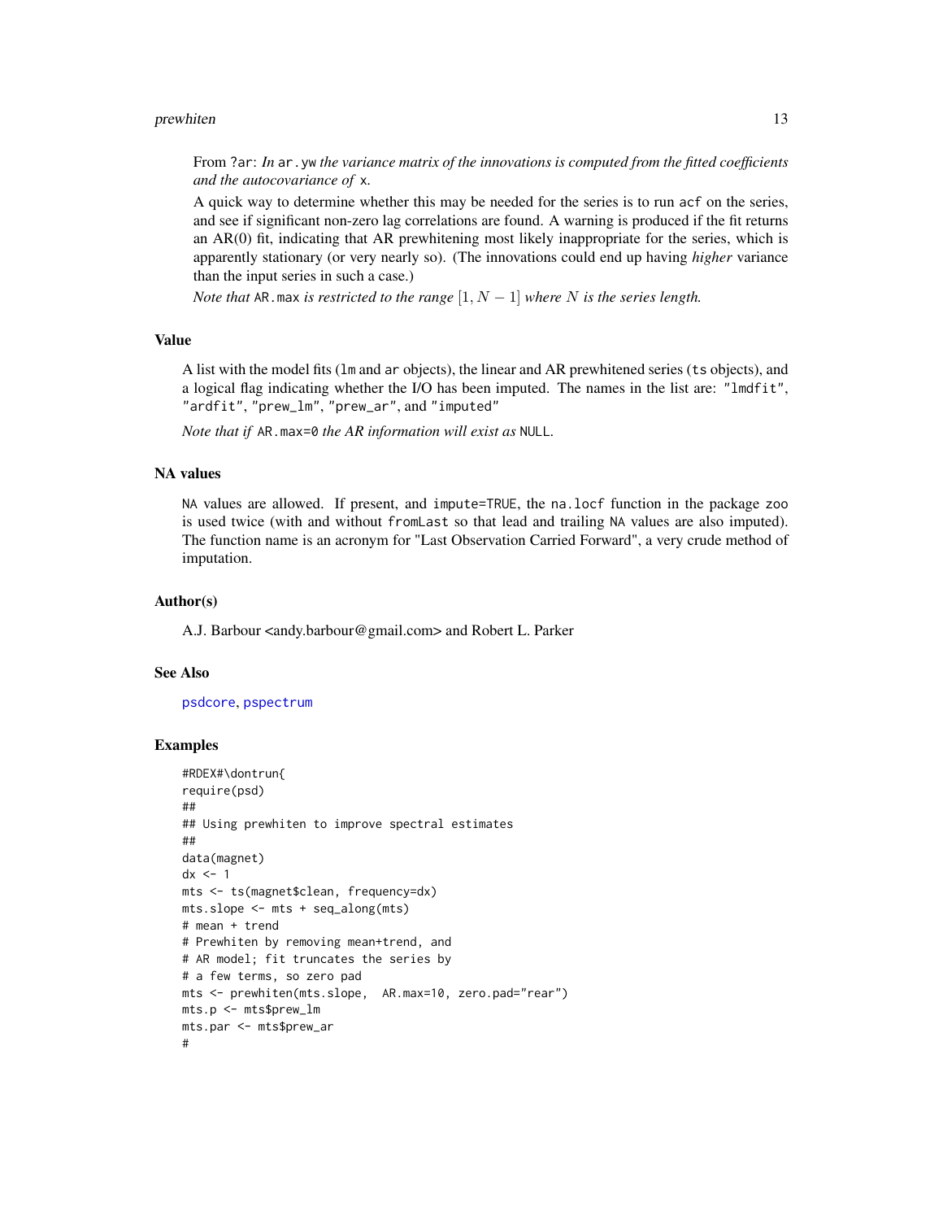From ?ar: *In* ar.yw *the variance matrix of the innovations is computed from the fitted coefficients and the autocovariance of* x*.*

A quick way to determine whether this may be needed for the series is to run acf on the series, and see if significant non-zero lag correlations are found. A warning is produced if the fit returns an AR(0) fit, indicating that AR prewhitening most likely inappropriate for the series, which is apparently stationary (or very nearly so). (The innovations could end up having *higher* variance than the input series in such a case.)

*Note that* AR.max *is restricted to the range* $[1, N-1]$ *where* $N$ *is the series length.*

## Value

A list with the model fits (lm and ar objects), the linear and AR prewhitened series (ts objects), and a logical flag indicating whether the I/O has been imputed. The names in the list are: "lmdfit", "ardfit", "prew_lm", "prew_ar", and "imputed"

*Note that if* AR.max=0 *the AR information will exist as* NULL*.*

## NA values

NA values are allowed. If present, and impute=TRUE, the na.locf function in the package zoo is used twice (with and without fromLast so that lead and trailing NA values are also imputed). The function name is an acronym for "Last Observation Carried Forward", a very crude method of imputation.

## Author(s)

A.J. Barbour <andy.barbour@gmail.com> and Robert L. Parker

## See Also

psdcore, pspectrum

## Examples

```
#RDEX#\dontrun{
require(psd)
##
## Using prewhiten to improve spectral estimates
##
data(magnet)
dx <- 1
mts <- ts(magnet$clean, frequency=dx)
mts.slope <- mts + seq_along(mts)
# mean + trend
# Prewhiten by removing mean+trend, and
# AR model; fit truncates the series by
# a few terms, so zero pad
mts <- prewhiten(mts.slope,  AR.max=10, zero.pad="rear")
mts.p <- mts$prew_lm
mts.par <- mts$prew_ar
#
```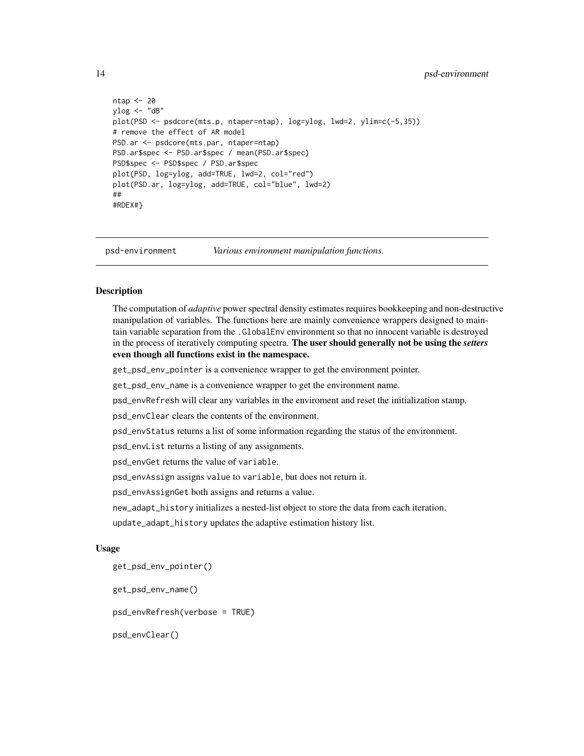```
ntap <- 20
ylog <- "dB"
plot(PSD <- psdcore(mts.p, ntaper=ntap), log=ylog, lwd=2, ylim=c(-5,35))
# remove the effect of AR model
PSD.ar <- psdcore(mts.par, ntaper=ntap)
PSD.ar$spec <- PSD.ar$spec / mean(PSD.ar$spec)
PSD$spec <- PSD$spec / PSD.ar$spec
plot(PSD, log=ylog, add=TRUE, lwd=2, col="red")
plot(PSD.ar, log=ylog, add=TRUE, col="blue", lwd=2)
##
#RDEX#}
```

---

## psd-environment — *Various environment manipulation functions.*

### Description

The computation of *adaptive* power spectral density estimates requires bookkeeping and non-destructive manipulation of variables. The functions here are mainly convenience wrappers designed to maintain variable separation from the `.GlobalEnv` environment so that no innocent variable is destroyed in the process of iteratively computing spectra. **The user should generally not be using the *setters* even though all functions exist in the namespace.**

`get_psd_env_pointer` is a convenience wrapper to get the environment pointer.

`get_psd_env_name` is a convenience wrapper to get the environment name.

`psd_envRefresh` will clear any variables in the enviroment and reset the initialization stamp.

`psd_envClear` clears the contents of the environment.

`psd_envStatus` returns a list of some information regarding the status of the environment.

`psd_envList` returns a listing of any assignments.

`psd_envGet` returns the value of `variable`.

`psd_envAssign` assigns `value` to `variable`, but does not return it.

`psd_envAssignGet` both assigns and returns a value.

`new_adapt_history` initializes a nested-list object to store the data from each iteration.

`update_adapt_history` updates the adaptive estimation history list.

### Usage

```
get_psd_env_pointer()

get_psd_env_name()

psd_envRefresh(verbose = TRUE)

psd_envClear()
```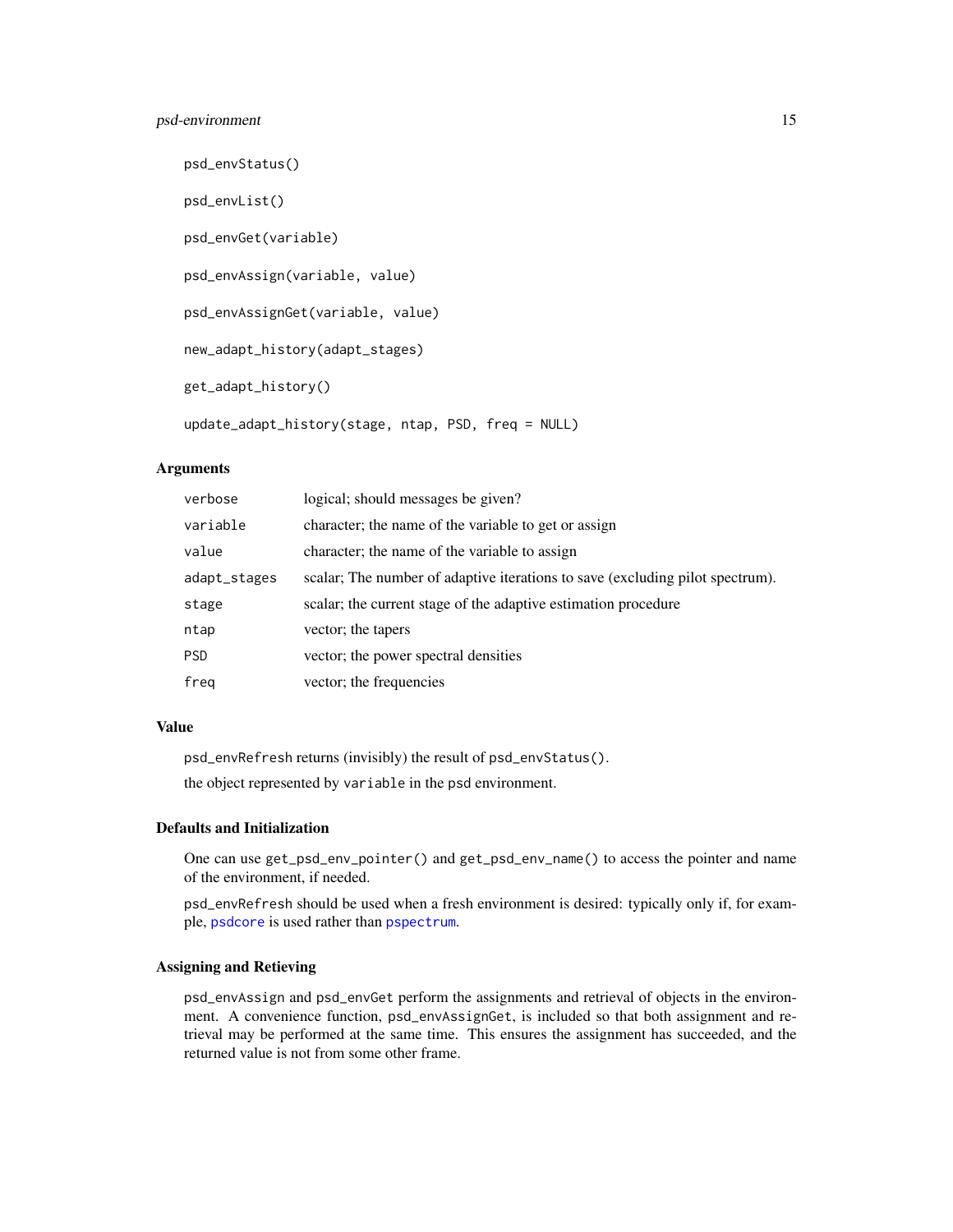```
psd_envStatus()

psd_envList()

psd_envGet(variable)

psd_envAssign(variable, value)

psd_envAssignGet(variable, value)

new_adapt_history(adapt_stages)

get_adapt_history()

update_adapt_history(stage, ntap, PSD, freq = NULL)
```

## Arguments

| | |
|---|---|
| verbose | logical; should messages be given? |
| variable | character; the name of the variable to get or assign |
| value | character; the name of the variable to assign |
| adapt_stages | scalar; The number of adaptive iterations to save (excluding pilot spectrum). |
| stage | scalar; the current stage of the adaptive estimation procedure |
| ntap | vector; the tapers |
| PSD | vector; the power spectral densities |
| freq | vector; the frequencies |

## Value

psd_envRefresh returns (invisibly) the result of psd_envStatus().

the object represented by variable in the psd environment.

## Defaults and Initialization

One can use get_psd_env_pointer() and get_psd_env_name() to access the pointer and name of the environment, if needed.

psd_envRefresh should be used when a fresh environment is desired: typically only if, for example, psdcore is used rather than pspectrum.

## Assigning and Retieving

psd_envAssign and psd_envGet perform the assignments and retrieval of objects in the environment. A convenience function, psd_envAssignGet, is included so that both assignment and retrieval may be performed at the same time. This ensures the assignment has succeeded, and the returned value is not from some other frame.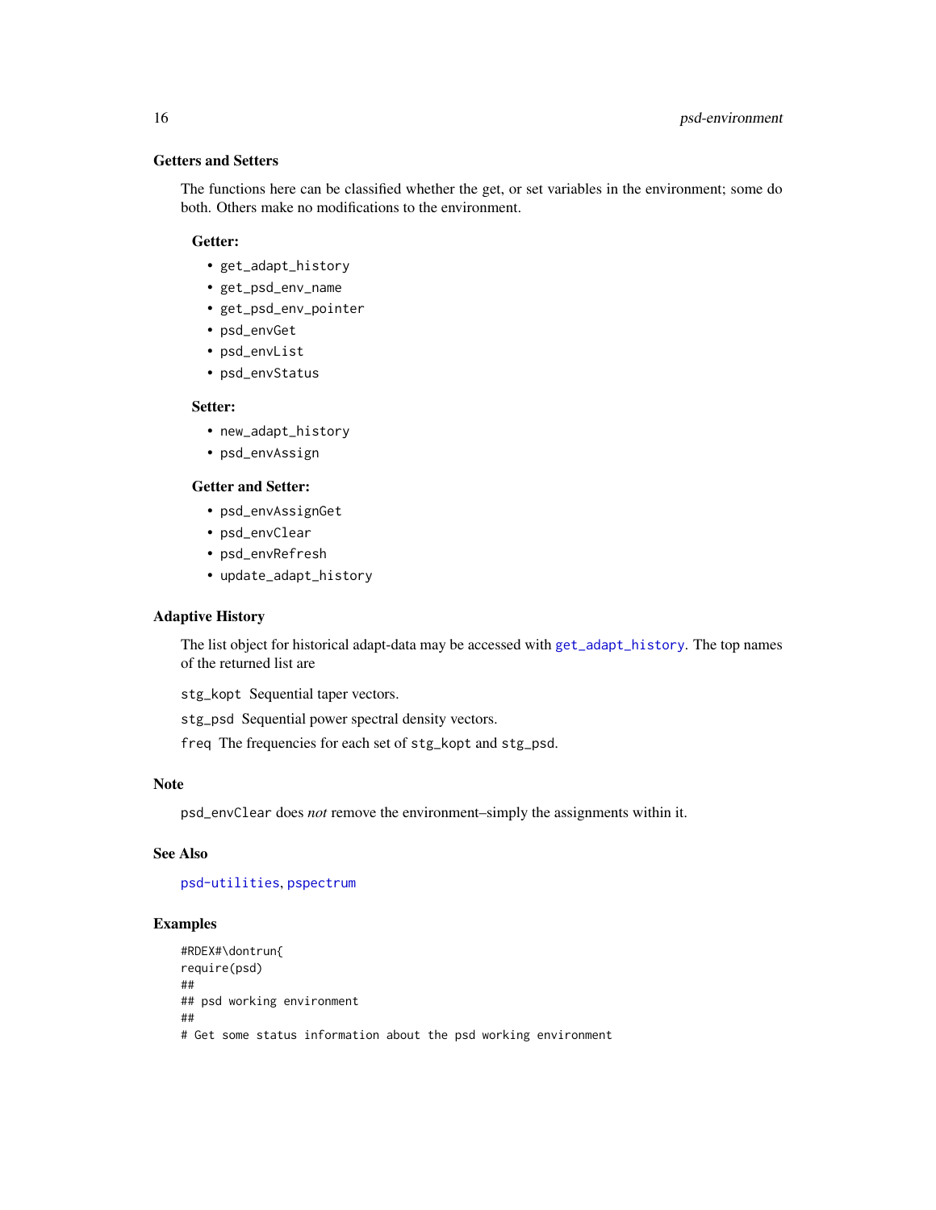### Getters and Setters

The functions here can be classified whether the get, or set variables in the environment; some do both. Others make no modifications to the environment.

**Getter:**

- `get_adapt_history`
- `get_psd_env_name`
- `get_psd_env_pointer`
- `psd_envGet`
- `psd_envList`
- `psd_envStatus`

**Setter:**

- `new_adapt_history`
- `psd_envAssign`

**Getter and Setter:**

- `psd_envAssignGet`
- `psd_envClear`
- `psd_envRefresh`
- `update_adapt_history`

### Adaptive History

The list object for historical adapt-data may be accessed with `get_adapt_history`. The top names of the returned list are

`stg_kopt` Sequential taper vectors.

`stg_psd` Sequential power spectral density vectors.

`freq` The frequencies for each set of `stg_kopt` and `stg_psd`.

### Note

`psd_envClear` does *not* remove the environment–simply the assignments within it.

### See Also

`psd-utilities`, `pspectrum`

### Examples

```
#RDEX#\dontrun{
require(psd)
##
## psd working environment
##
# Get some status information about the psd working environment
```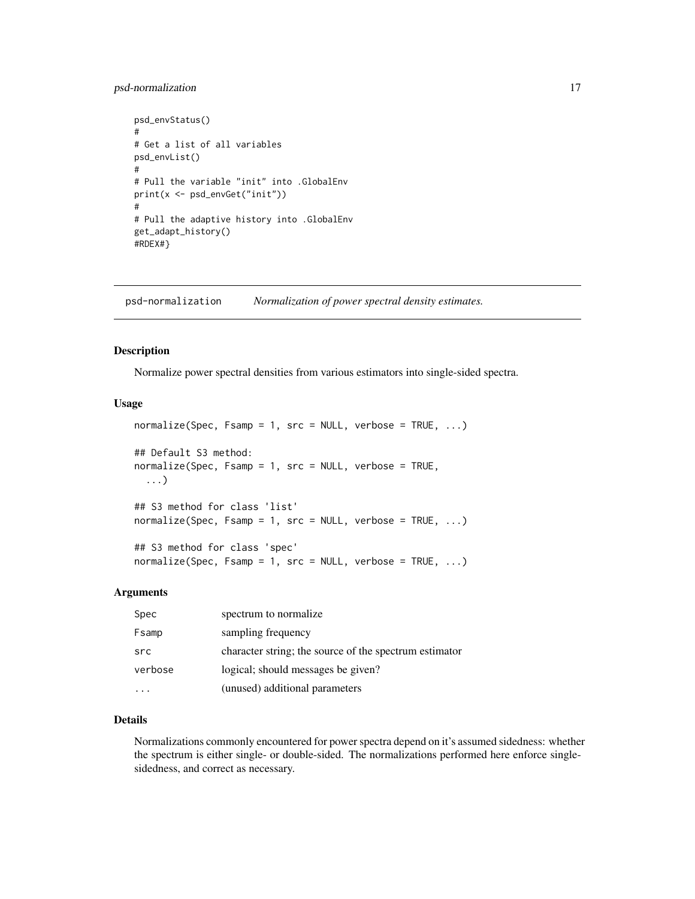```
psd_envStatus()
#
# Get a list of all variables
psd_envList()
#
# Pull the variable "init" into .GlobalEnv
print(x <- psd_envGet("init"))
#
# Pull the adaptive history into .GlobalEnv
get_adapt_history()
#RDEX#}
```

## psd-normalization *Normalization of power spectral density estimates.*

### Description

Normalize power spectral densities from various estimators into single-sided spectra.

### Usage

```
normalize(Spec, Fsamp = 1, src = NULL, verbose = TRUE, ...)

## Default S3 method:
normalize(Spec, Fsamp = 1, src = NULL, verbose = TRUE,
  ...)

## S3 method for class 'list'
normalize(Spec, Fsamp = 1, src = NULL, verbose = TRUE, ...)

## S3 method for class 'spec'
normalize(Spec, Fsamp = 1, src = NULL, verbose = TRUE, ...)
```

### Arguments

| | |
|---|---|
| Spec | spectrum to normalize |
| Fsamp | sampling frequency |
| src | character string; the source of the spectrum estimator |
| verbose | logical; should messages be given? |
| ... | (unused) additional parameters |

### Details

Normalizations commonly encountered for power spectra depend on it's assumed sidedness: whether the spectrum is either single- or double-sided. The normalizations performed here enforce single-sidedness, and correct as necessary.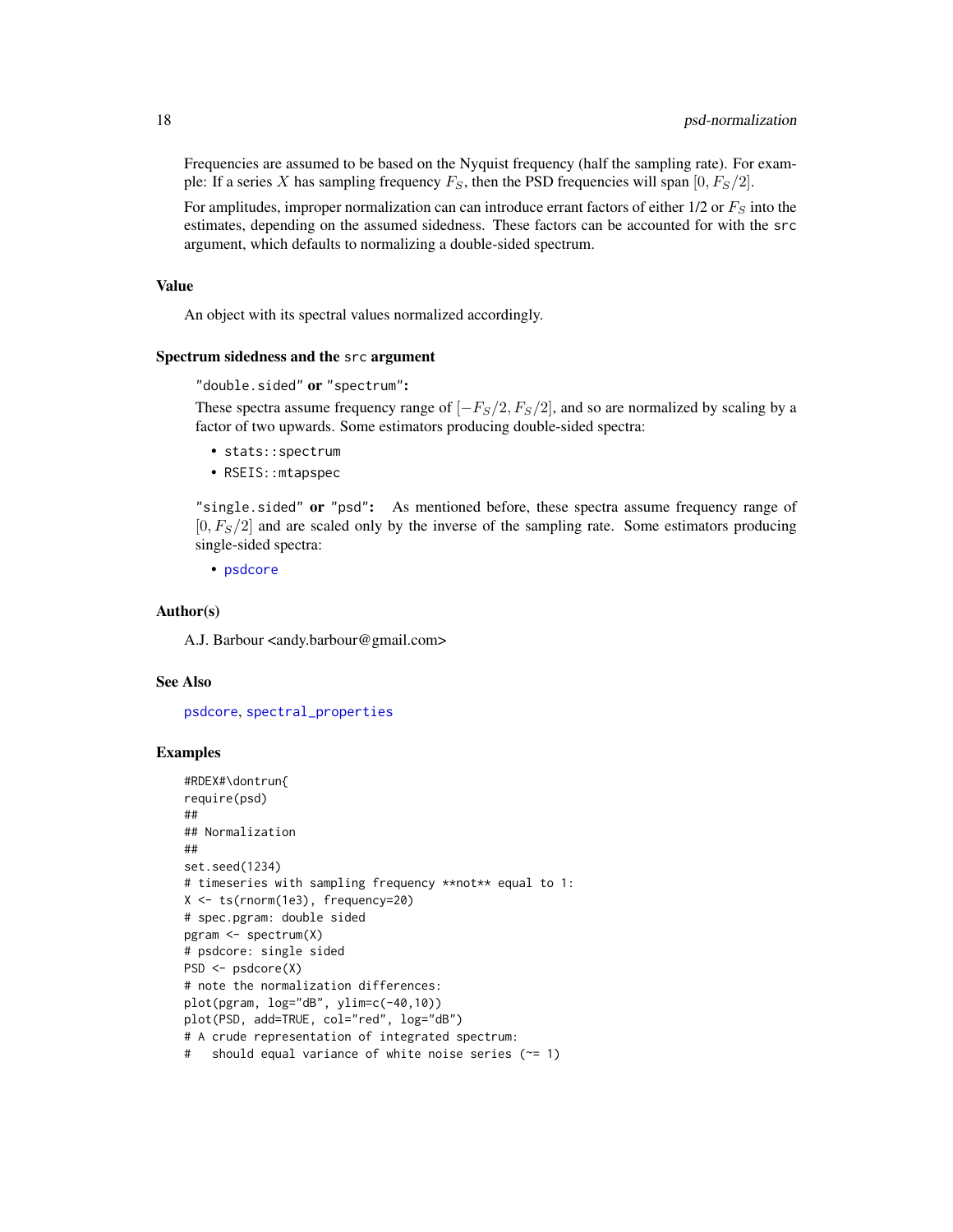Frequencies are assumed to be based on the Nyquist frequency (half the sampling rate). For example: If a series $X$ has sampling frequency $F_S$, then the PSD frequencies will span $[0, F_S/2]$.

For amplitudes, improper normalization can can introduce errant factors of either 1/2 or $F_S$ into the estimates, depending on the assumed sidedness. These factors can be accounted for with the `src` argument, which defaults to normalizing a double-sided spectrum.

### Value

An object with its spectral values normalized accordingly.

### Spectrum sidedness and the `src` argument

**`"double.sided"` or `"spectrum"`:**

These spectra assume frequency range of $[-F_S/2, F_S/2]$, and so are normalized by scaling by a factor of two upwards. Some estimators producing double-sided spectra:

- `stats::spectrum`
- `RSEIS::mtapspec`

**`"single.sided"` or `"psd"`:** As mentioned before, these spectra assume frequency range of $[0, F_S/2]$ and are scaled only by the inverse of the sampling rate. Some estimators producing single-sided spectra:

- `psdcore`

### Author(s)

A.J. Barbour <andy.barbour@gmail.com>

### See Also

`psdcore`, `spectral_properties`

### Examples

```
#RDEX#\dontrun{
require(psd)
##
## Normalization
##
set.seed(1234)
# timeseries with sampling frequency **not** equal to 1:
X <- ts(rnorm(1e3), frequency=20)
# spec.pgram: double sided
pgram <- spectrum(X)
# psdcore: single sided
PSD <- psdcore(X)
# note the normalization differences:
plot(pgram, log="dB", ylim=c(-40,10))
plot(PSD, add=TRUE, col="red", log="dB")
# A crude representation of integrated spectrum:
#   should equal variance of white noise series (~= 1)
```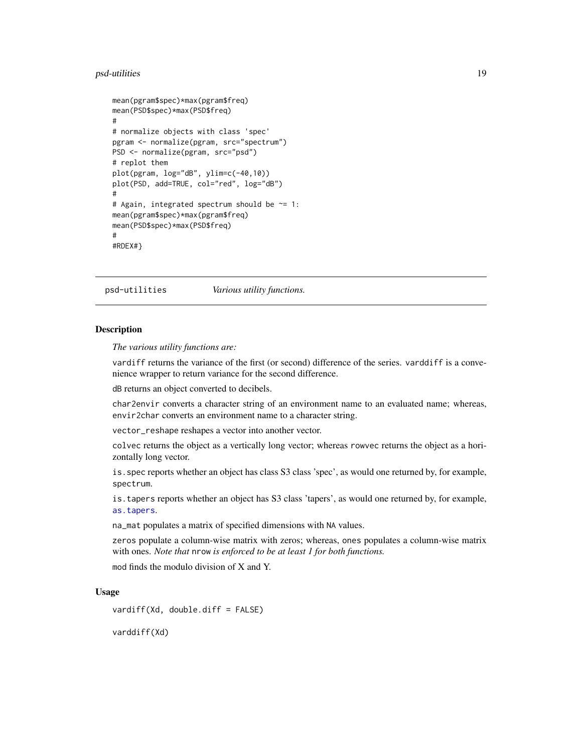```
mean(pgram$spec)*max(pgram$freq)
mean(PSD$spec)*max(PSD$freq)
#
# normalize objects with class 'spec'
pgram <- normalize(pgram, src="spectrum")
PSD <- normalize(pgram, src="psd")
# replot them
plot(pgram, log="dB", ylim=c(-40,10))
plot(PSD, add=TRUE, col="red", log="dB")
#
# Again, integrated spectrum should be ~= 1:
mean(pgram$spec)*max(pgram$freq)
mean(PSD$spec)*max(PSD$freq)
#
#RDEX#}
```

## psd-utilities *Various utility functions.*

### Description

*The various utility functions are:*

`vardiff` returns the variance of the first (or second) difference of the series. `varddiff` is a convenience wrapper to return variance for the second difference.

`dB` returns an object converted to decibels.

`char2envir` converts a character string of an environment name to an evaluated name; whereas, `envir2char` converts an environment name to a character string.

`vector_reshape` reshapes a vector into another vector.

`colvec` returns the object as a vertically long vector; whereas `rowvec` returns the object as a horizontally long vector.

`is.spec` reports whether an object has class S3 class 'spec', as would one returned by, for example, `spectrum`.

`is.tapers` reports whether an object has S3 class 'tapers', as would one returned by, for example, `as.tapers`.

`na_mat` populates a matrix of specified dimensions with `NA` values.

`zeros` populate a column-wise matrix with zeros; whereas, `ones` populates a column-wise matrix with ones. *Note that* `nrow` *is enforced to be at least 1 for both functions.*

`mod` finds the modulo division of X and Y.

### Usage

```
vardiff(Xd, double.diff = FALSE)

varddiff(Xd)
```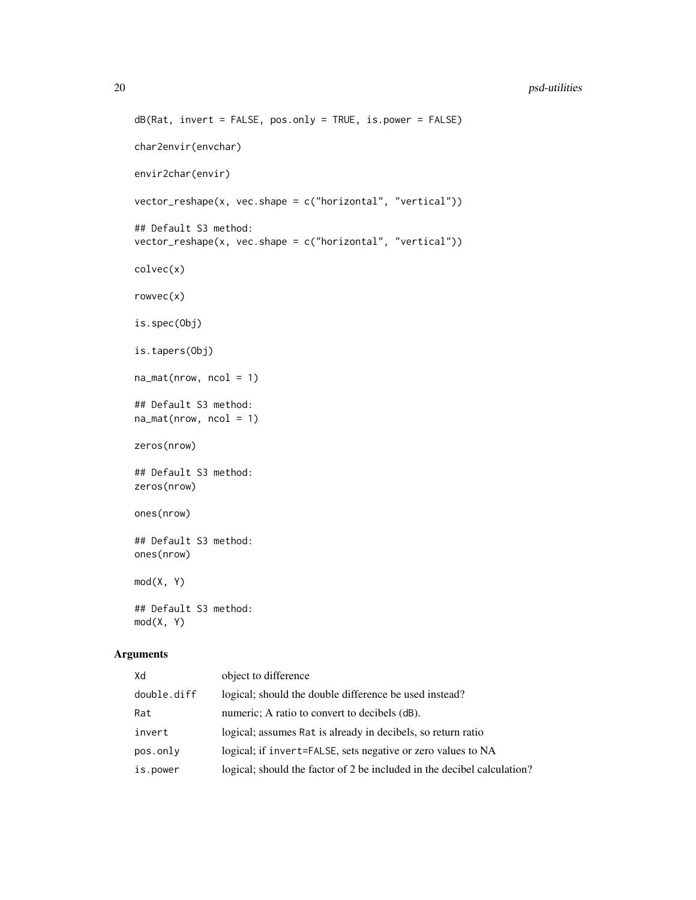```
dB(Rat, invert = FALSE, pos.only = TRUE, is.power = FALSE)

char2envir(envchar)

envir2char(envir)

vector_reshape(x, vec.shape = c("horizontal", "vertical"))

## Default S3 method:
vector_reshape(x, vec.shape = c("horizontal", "vertical"))

colvec(x)

rowvec(x)

is.spec(Obj)

is.tapers(Obj)

na_mat(nrow, ncol = 1)

## Default S3 method:
na_mat(nrow, ncol = 1)

zeros(nrow)

## Default S3 method:
zeros(nrow)

ones(nrow)

## Default S3 method:
ones(nrow)

mod(X, Y)

## Default S3 method:
mod(X, Y)
```

## Arguments

| | |
|---|---|
| Xd | object to difference |
| double.diff | logical; should the double difference be used instead? |
| Rat | numeric; A ratio to convert to decibels (dB). |
| invert | logical; assumes Rat is already in decibels, so return ratio |
| pos.only | logical; if invert=FALSE, sets negative or zero values to NA |
| is.power | logical; should the factor of 2 be included in the decibel calculation? |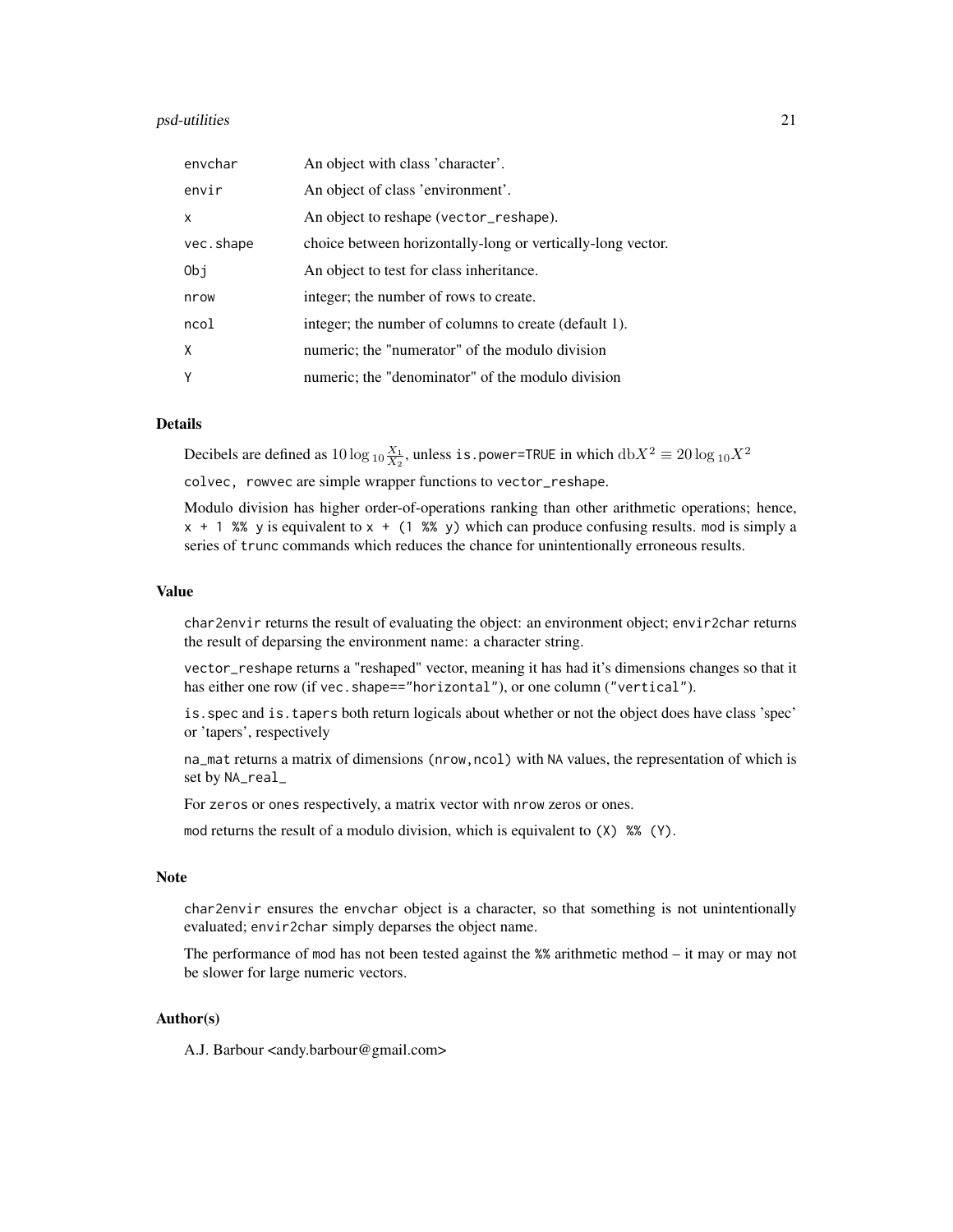| | |
|---|---|
| envchar | An object with class 'character'. |
| envir | An object of class 'environment'. |
| x | An object to reshape (vector_reshape). |
| vec.shape | choice between horizontally-long or vertically-long vector. |
| Obj | An object to test for class inheritance. |
| nrow | integer; the number of rows to create. |
| ncol | integer; the number of columns to create (default 1). |
| X | numeric; the "numerator" of the modulo division |
| Y | numeric; the "denominator" of the modulo division |

### Details

Decibels are defined as $10 \log_{10} \frac{X_1}{X_2}$, unless `is.power=TRUE` in which $\mathrm{db} X^2 \equiv 20 \log_{10} X^2$

`colvec, rowvec` are simple wrapper functions to `vector_reshape`.

Modulo division has higher order-of-operations ranking than other arithmetic operations; hence, `x + 1 %% y` is equivalent to `x + (1 %% y)` which can produce confusing results. `mod` is simply a series of `trunc` commands which reduces the chance for unintentionally erroneous results.

### Value

`char2envir` returns the result of evaluating the object: an environment object; `envir2char` returns the result of deparsing the environment name: a character string.

`vector_reshape` returns a "reshaped" vector, meaning it has had it's dimensions changes so that it has either one row (if `vec.shape=="horizontal"`), or one column (`"vertical"`).

`is.spec` and `is.tapers` both return logicals about whether or not the object does have class 'spec' or 'tapers', respectively

`na_mat` returns a matrix of dimensions `(nrow,ncol)` with `NA` values, the representation of which is set by `NA_real_`

For `zeros` or `ones` respectively, a matrix vector with `nrow` zeros or ones.

`mod` returns the result of a modulo division, which is equivalent to `(X) %% (Y)`.

### Note

`char2envir` ensures the `envchar` object is a character, so that something is not unintentionally evaluated; `envir2char` simply deparses the object name.

The performance of `mod` has not been tested against the `%%` arithmetic method – it may or may not be slower for large numeric vectors.

### Author(s)

A.J. Barbour <andy.barbour@gmail.com>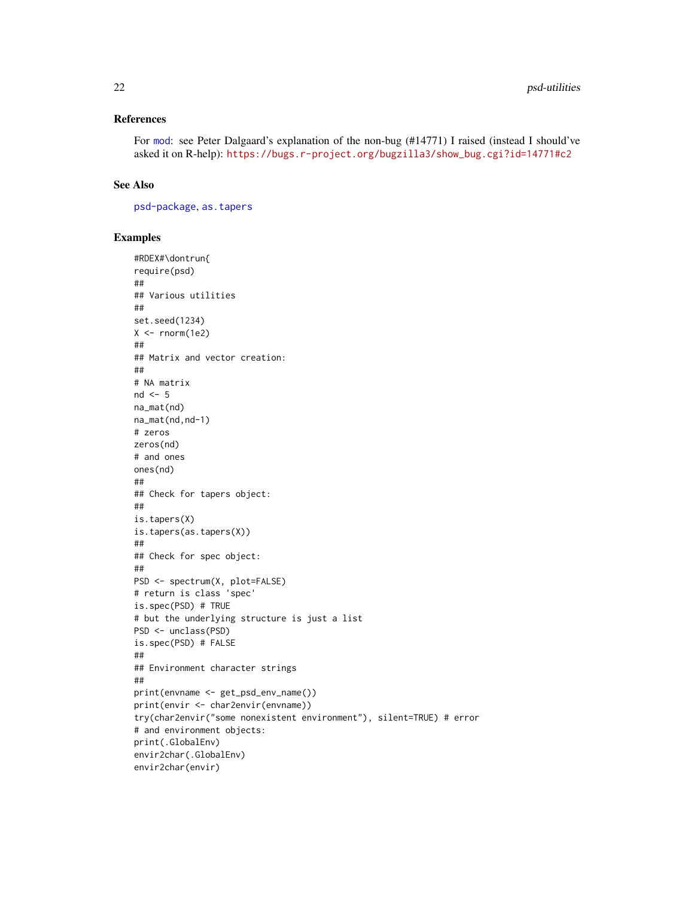### References

For mod: see Peter Dalgaard's explanation of the non-bug (#14771) I raised (instead I should've asked it on R-help): https://bugs.r-project.org/bugzilla3/show_bug.cgi?id=14771#c2

### See Also

psd-package, as.tapers

### Examples

```
#RDEX#\dontrun{
require(psd)
##
## Various utilities
##
set.seed(1234)
X <- rnorm(1e2)
##
## Matrix and vector creation:
##
# NA matrix
nd <- 5
na_mat(nd)
na_mat(nd,nd-1)
# zeros
zeros(nd)
# and ones
ones(nd)
##
## Check for tapers object:
##
is.tapers(X)
is.tapers(as.tapers(X))
##
## Check for spec object:
##
PSD <- spectrum(X, plot=FALSE)
# return is class 'spec'
is.spec(PSD) # TRUE
# but the underlying structure is just a list
PSD <- unclass(PSD)
is.spec(PSD) # FALSE
##
## Environment character strings
##
print(envname <- get_psd_env_name())
print(envir <- char2envir(envname))
try(char2envir("some nonexistent environment"), silent=TRUE) # error
# and environment objects:
print(.GlobalEnv)
envir2char(.GlobalEnv)
envir2char(envir)
```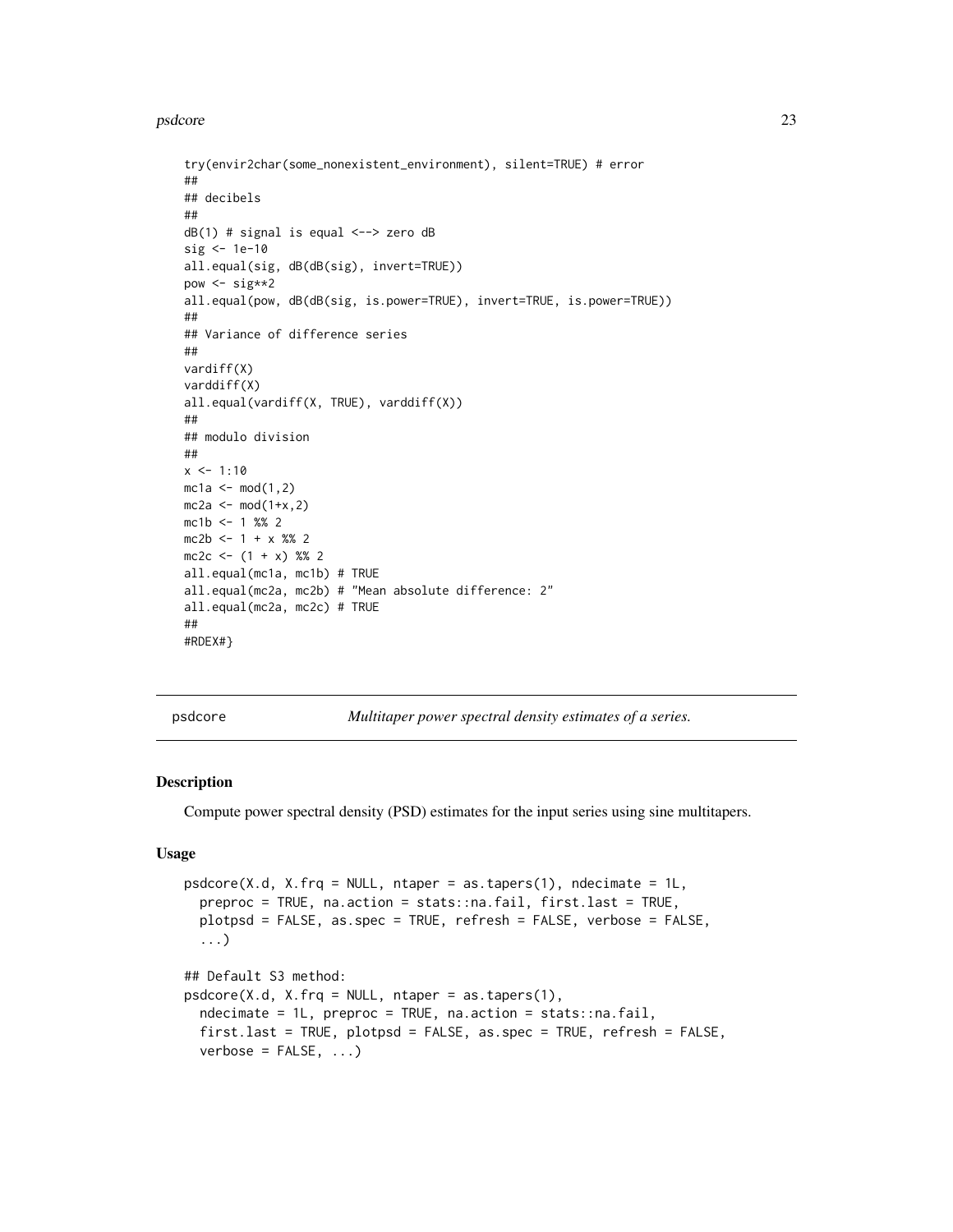```
try(envir2char(some_nonexistent_environment), silent=TRUE) # error
##
## decibels
##
dB(1) # signal is equal <--> zero dB
sig <- 1e-10
all.equal(sig, dB(dB(sig), invert=TRUE))
pow <- sig**2
all.equal(pow, dB(dB(sig, is.power=TRUE), invert=TRUE, is.power=TRUE))
##
## Variance of difference series
##
vardiff(X)
varddiff(X)
all.equal(vardiff(X, TRUE), varddiff(X))
##
## modulo division
##
x <- 1:10
mc1a <- mod(1,2)
mc2a <- mod(1+x,2)
mc1b <- 1 %% 2
mc2b <- 1 + x %% 2
mc2c <- (1 + x) %% 2
all.equal(mc1a, mc1b) # TRUE
all.equal(mc2a, mc2b) # "Mean absolute difference: 2"
all.equal(mc2a, mc2c) # TRUE
##
#RDEX#}
```

---

# psdcore — *Multitaper power spectral density estimates of a series.*

## Description

Compute power spectral density (PSD) estimates for the input series using sine multitapers.

## Usage

```
psdcore(X.d, X.frq = NULL, ntaper = as.tapers(1), ndecimate = 1L,
  preproc = TRUE, na.action = stats::na.fail, first.last = TRUE,
  plotpsd = FALSE, as.spec = TRUE, refresh = FALSE, verbose = FALSE,
  ...)

## Default S3 method:
psdcore(X.d, X.frq = NULL, ntaper = as.tapers(1),
  ndecimate = 1L, preproc = TRUE, na.action = stats::na.fail,
  first.last = TRUE, plotpsd = FALSE, as.spec = TRUE, refresh = FALSE,
  verbose = FALSE, ...)
```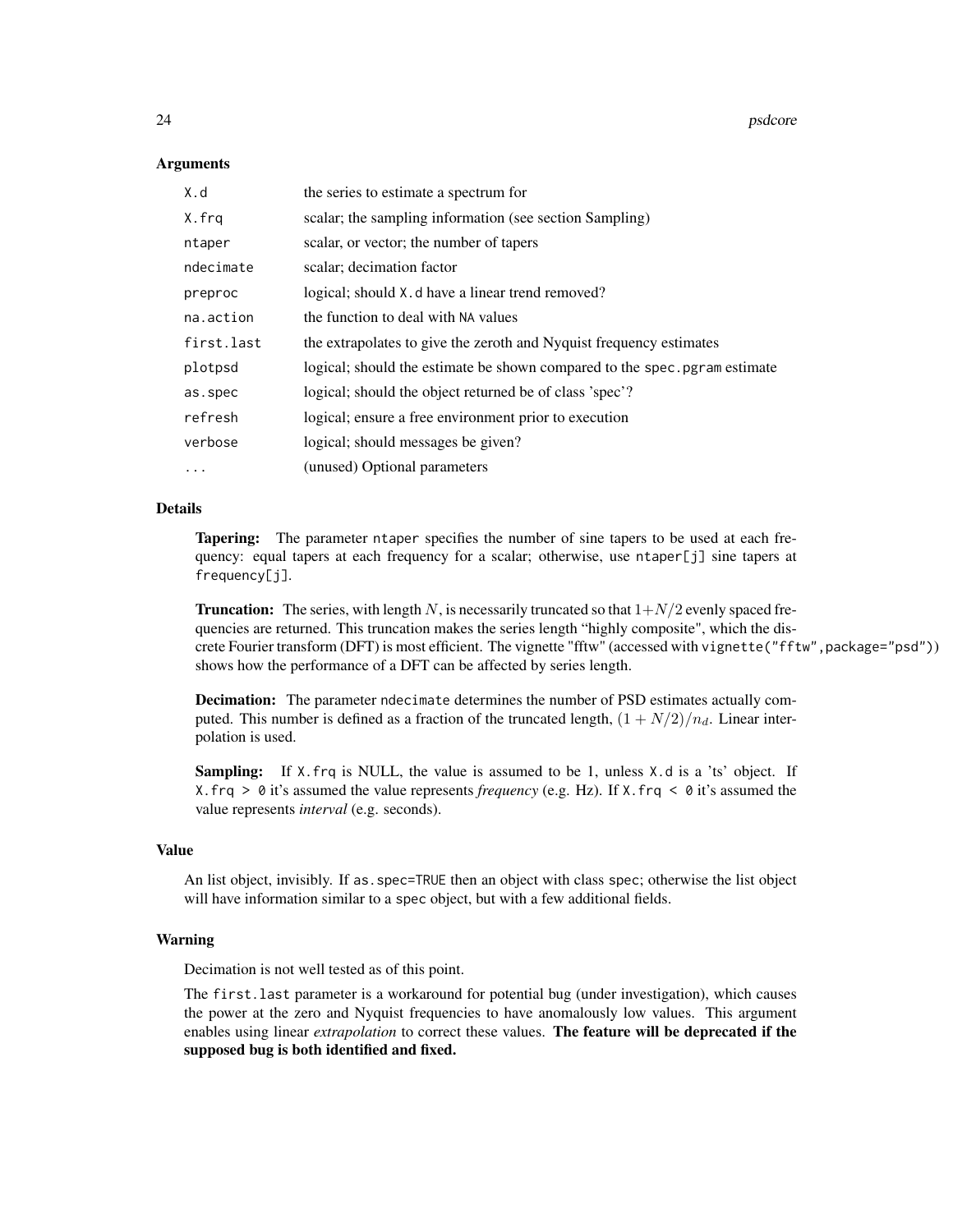### Arguments

| | |
|---|---|
| `X.d` | the series to estimate a spectrum for |
| `X.frq` | scalar; the sampling information (see section Sampling) |
| `ntaper` | scalar, or vector; the number of tapers |
| `ndecimate` | scalar; decimation factor |
| `preproc` | logical; should `X.d` have a linear trend removed? |
| `na.action` | the function to deal with `NA` values |
| `first.last` | the extrapolates to give the zeroth and Nyquist frequency estimates |
| `plotpsd` | logical; should the estimate be shown compared to the `spec.pgram` estimate |
| `as.spec` | logical; should the object returned be of class 'spec'? |
| `refresh` | logical; ensure a free environment prior to execution |
| `verbose` | logical; should messages be given? |
| `...` | (unused) Optional parameters |

### Details

**Tapering:** The parameter `ntaper` specifies the number of sine tapers to be used at each frequency: equal tapers at each frequency for a scalar; otherwise, use `ntaper[j]` sine tapers at `frequency[j]`.

**Truncation:** The series, with length $N$, is necessarily truncated so that $1+N/2$ evenly spaced frequencies are returned. This truncation makes the series length "highly composite", which the discrete Fourier transform (DFT) is most efficient. The vignette "fftw" (accessed with `vignette("fftw",package="psd")`) shows how the performance of a DFT can be affected by series length.

**Decimation:** The parameter `ndecimate` determines the number of PSD estimates actually computed. This number is defined as a fraction of the truncated length, $(1 + N/2)/n_d$. Linear interpolation is used.

**Sampling:** If `X.frq` is NULL, the value is assumed to be 1, unless `X.d` is a 'ts' object. If `X.frq > 0` it's assumed the value represents *frequency* (e.g. Hz). If `X.frq < 0` it's assumed the value represents *interval* (e.g. seconds).

### Value

An list object, invisibly. If `as.spec=TRUE` then an object with class `spec`; otherwise the list object will have information similar to a `spec` object, but with a few additional fields.

### Warning

Decimation is not well tested as of this point.

The `first.last` parameter is a workaround for potential bug (under investigation), which causes the power at the zero and Nyquist frequencies to have anomalously low values. This argument enables using linear *extrapolation* to correct these values. **The feature will be deprecated if the supposed bug is both identified and fixed.**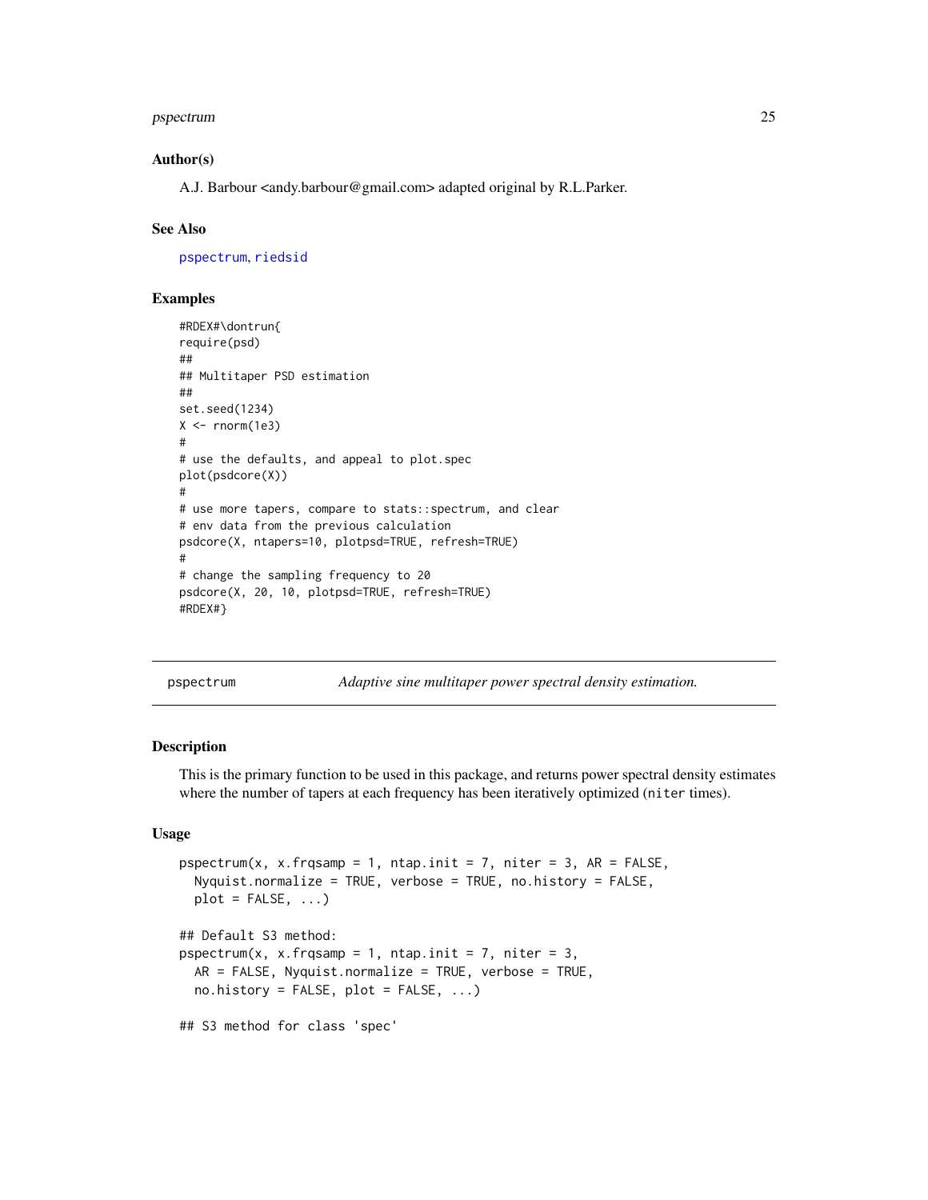### Author(s)

A.J. Barbour <andy.barbour@gmail.com> adapted original by R.L.Parker.

### See Also

pspectrum, riedsid

### Examples

```
#RDEX#\dontrun{
require(psd)
##
## Multitaper PSD estimation
##
set.seed(1234)
X <- rnorm(1e3)
#
# use the defaults, and appeal to plot.spec
plot(psdcore(X))
#
# use more tapers, compare to stats::spectrum, and clear
# env data from the previous calculation
psdcore(X, ntapers=10, plotpsd=TRUE, refresh=TRUE)
#
# change the sampling frequency to 20
psdcore(X, 20, 10, plotpsd=TRUE, refresh=TRUE)
#RDEX#}
```

---

## pspectrum — *Adaptive sine multitaper power spectral density estimation.*

---

### Description

This is the primary function to be used in this package, and returns power spectral density estimates where the number of tapers at each frequency has been iteratively optimized (`niter` times).

### Usage

```
pspectrum(x, x.frqsamp = 1, ntap.init = 7, niter = 3, AR = FALSE,
  Nyquist.normalize = TRUE, verbose = TRUE, no.history = FALSE,
  plot = FALSE, ...)

## Default S3 method:
pspectrum(x, x.frqsamp = 1, ntap.init = 7, niter = 3,
  AR = FALSE, Nyquist.normalize = TRUE, verbose = TRUE,
  no.history = FALSE, plot = FALSE, ...)

## S3 method for class 'spec'
```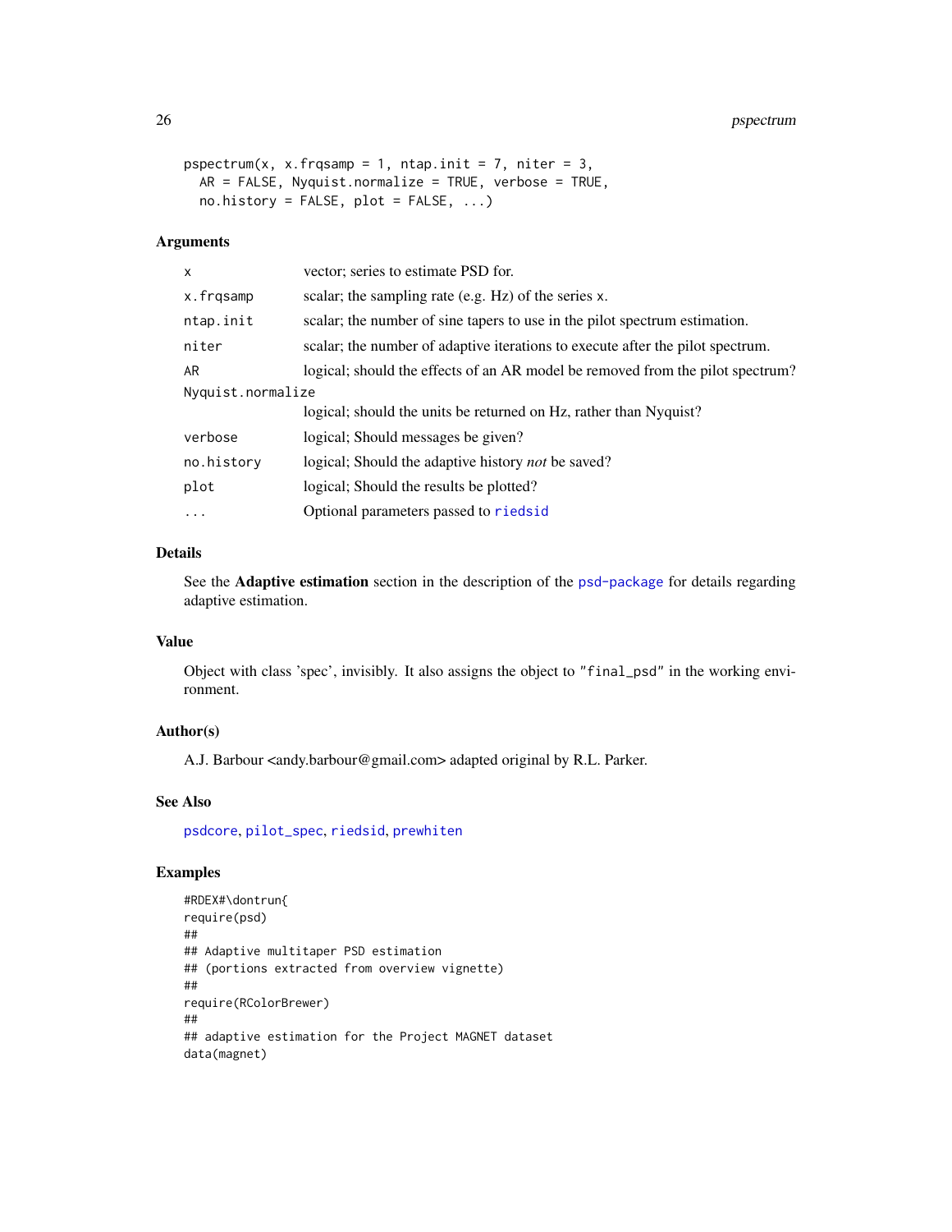```
pspectrum(x, x.frqsamp = 1, ntap.init = 7, niter = 3,
  AR = FALSE, Nyquist.normalize = TRUE, verbose = TRUE,
  no.history = FALSE, plot = FALSE, ...)
```

### Arguments

| | |
|---|---|
| `x` | vector; series to estimate PSD for. |
| `x.frqsamp` | scalar; the sampling rate (e.g. Hz) of the series `x`. |
| `ntap.init` | scalar; the number of sine tapers to use in the pilot spectrum estimation. |
| `niter` | scalar; the number of adaptive iterations to execute after the pilot spectrum. |
| `AR` | logical; should the effects of an AR model be removed from the pilot spectrum? |
| `Nyquist.normalize` | logical; should the units be returned on Hz, rather than Nyquist? |
| `verbose` | logical; Should messages be given? |
| `no.history` | logical; Should the adaptive history *not* be saved? |
| `plot` | logical; Should the results be plotted? |
| `...` | Optional parameters passed to `riedsid` |

### Details

See the **Adaptive estimation** section in the description of the `psd-package` for details regarding adaptive estimation.

### Value

Object with class 'spec', invisibly. It also assigns the object to `"final_psd"` in the working environment.

### Author(s)

A.J. Barbour <andy.barbour@gmail.com> adapted original by R.L. Parker.

### See Also

`psdcore`, `pilot_spec`, `riedsid`, `prewhiten`

### Examples

```
#RDEX#\dontrun{
require(psd)
##
## Adaptive multitaper PSD estimation
## (portions extracted from overview vignette)
##
require(RColorBrewer)
##
## adaptive estimation for the Project MAGNET dataset
data(magnet)
```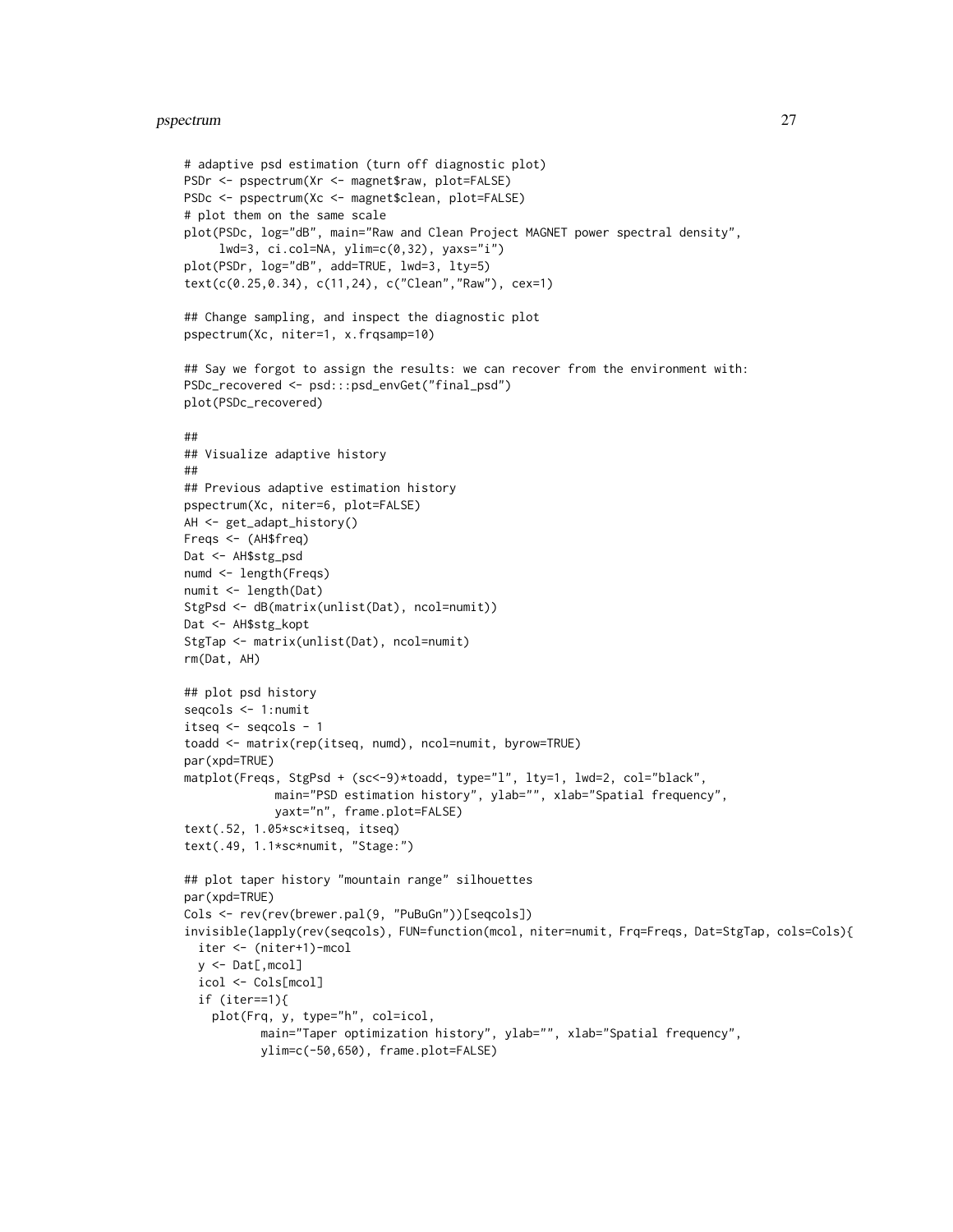```
# adaptive psd estimation (turn off diagnostic plot)
PSDr <- pspectrum(Xr <- magnet$raw, plot=FALSE)
PSDc <- pspectrum(Xc <- magnet$clean, plot=FALSE)
# plot them on the same scale
plot(PSDc, log="dB", main="Raw and Clean Project MAGNET power spectral density",
     lwd=3, ci.col=NA, ylim=c(0,32), yaxs="i")
plot(PSDr, log="dB", add=TRUE, lwd=3, lty=5)
text(c(0.25,0.34), c(11,24), c("Clean","Raw"), cex=1)

## Change sampling, and inspect the diagnostic plot
pspectrum(Xc, niter=1, x.frqsamp=10)

## Say we forgot to assign the results: we can recover from the environment with:
PSDc_recovered <- psd:::psd_envGet("final_psd")
plot(PSDc_recovered)

##
## Visualize adaptive history
##
## Previous adaptive estimation history
pspectrum(Xc, niter=6, plot=FALSE)
AH <- get_adapt_history()
Freqs <- (AH$freq)
Dat <- AH$stg_psd
numd <- length(Freqs)
numit <- length(Dat)
StgPsd <- dB(matrix(unlist(Dat), ncol=numit))
Dat <- AH$stg_kopt
StgTap <- matrix(unlist(Dat), ncol=numit)
rm(Dat, AH)

## plot psd history
seqcols <- 1:numit
itseq <- seqcols - 1
toadd <- matrix(rep(itseq, numd), ncol=numit, byrow=TRUE)
par(xpd=TRUE)
matplot(Freqs, StgPsd + (sc<-9)*toadd, type="l", lty=1, lwd=2, col="black",
             main="PSD estimation history", ylab="", xlab="Spatial frequency",
             yaxt="n", frame.plot=FALSE)
text(.52, 1.05*sc*itseq, itseq)
text(.49, 1.1*sc*numit, "Stage:")

## plot taper history "mountain range" silhouettes
par(xpd=TRUE)
Cols <- rev(rev(brewer.pal(9, "PuBuGn"))[seqcols])
invisible(lapply(rev(seqcols), FUN=function(mcol, niter=numit, Frq=Freqs, Dat=StgTap, cols=Cols){
  iter <- (niter+1)-mcol
  y <- Dat[,mcol]
  icol <- Cols[mcol]
  if (iter==1){
    plot(Frq, y, type="h", col=icol,
           main="Taper optimization history", ylab="", xlab="Spatial frequency",
           ylim=c(-50,650), frame.plot=FALSE)
```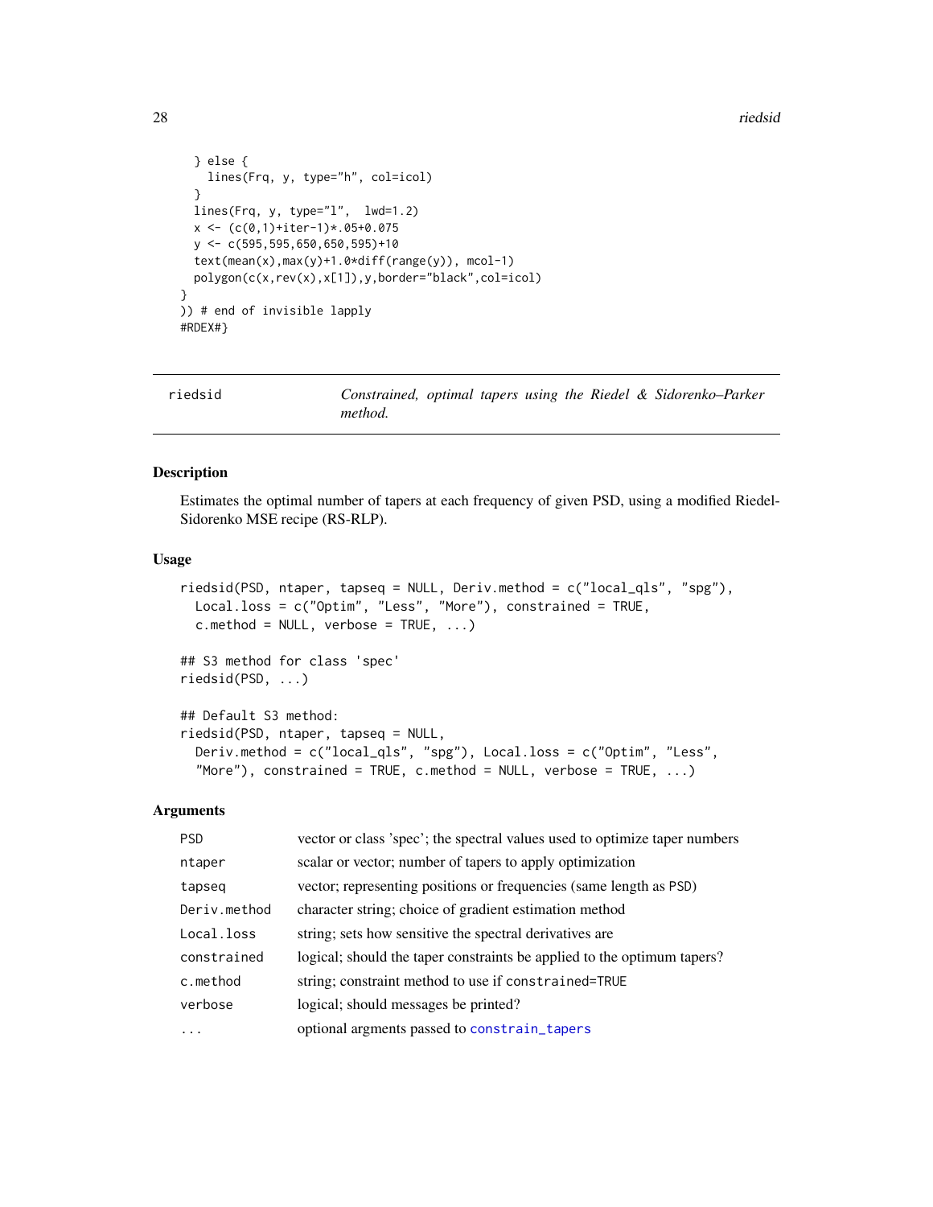```
  } else {
    lines(Frq, y, type="h", col=icol)
  }
  lines(Frq, y, type="l",  lwd=1.2)
  x <- (c(0,1)+iter-1)*.05+0.075
  y <- c(595,595,650,650,595)+10
  text(mean(x),max(y)+1.0*diff(range(y)), mcol-1)
  polygon(c(x,rev(x),x[1]),y,border="black",col=icol)
}
)) # end of invisible lapply
#RDEX#}
```

## riedsid — *Constrained, optimal tapers using the Riedel & Sidorenko–Parker method.*

### Description

Estimates the optimal number of tapers at each frequency of given PSD, using a modified Riedel-Sidorenko MSE recipe (RS-RLP).

### Usage

```
riedsid(PSD, ntaper, tapseq = NULL, Deriv.method = c("local_qls", "spg"),
  Local.loss = c("Optim", "Less", "More"), constrained = TRUE,
  c.method = NULL, verbose = TRUE, ...)

## S3 method for class 'spec'
riedsid(PSD, ...)

## Default S3 method:
riedsid(PSD, ntaper, tapseq = NULL,
  Deriv.method = c("local_qls", "spg"), Local.loss = c("Optim", "Less",
  "More"), constrained = TRUE, c.method = NULL, verbose = TRUE, ...)
```

### Arguments

| | |
|---|---|
| `PSD` | vector or class 'spec'; the spectral values used to optimize taper numbers |
| `ntaper` | scalar or vector; number of tapers to apply optimization |
| `tapseq` | vector; representing positions or frequencies (same length as `PSD`) |
| `Deriv.method` | character string; choice of gradient estimation method |
| `Local.loss` | string; sets how sensitive the spectral derivatives are |
| `constrained` | logical; should the taper constraints be applied to the optimum tapers? |
| `c.method` | string; constraint method to use if `constrained=TRUE` |
| `verbose` | logical; should messages be printed? |
| `...` | optional argments passed to `constrain_tapers` |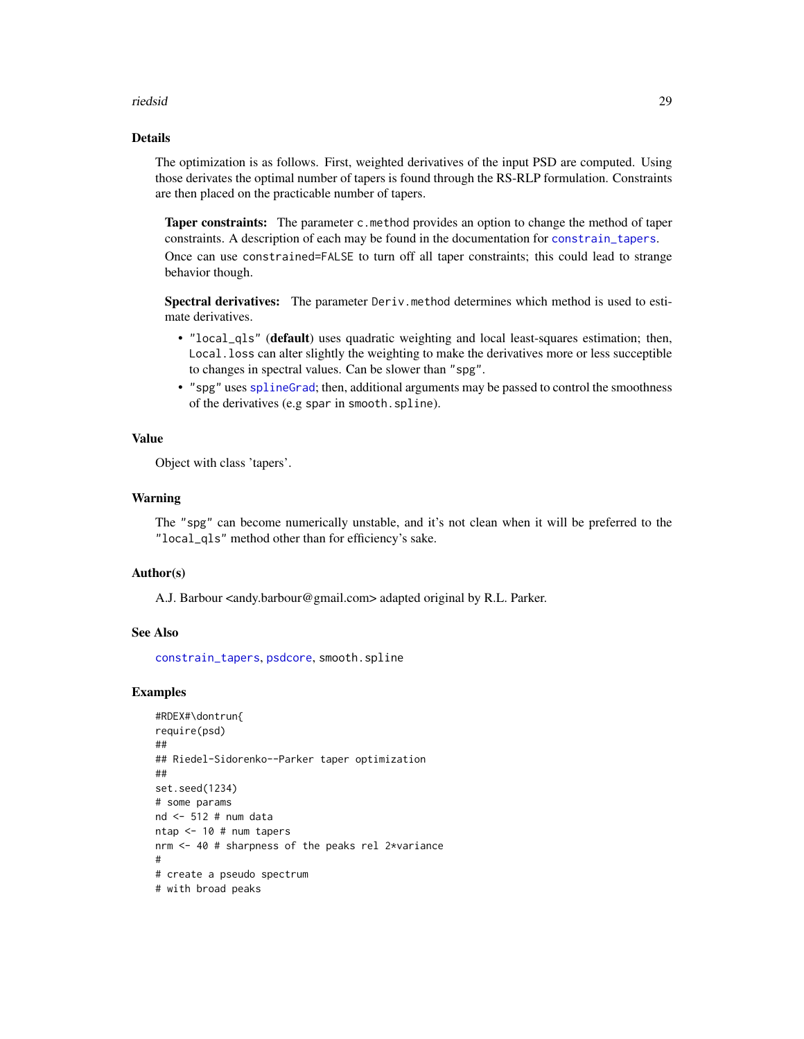## Details

The optimization is as follows. First, weighted derivatives of the input PSD are computed. Using those derivates the optimal number of tapers is found through the RS-RLP formulation. Constraints are then placed on the practicable number of tapers.

**Taper constraints:** The parameter `c.method` provides an option to change the method of taper constraints. A description of each may be found in the documentation for `constrain_tapers`.

Once can use `constrained=FALSE` to turn off all taper constraints; this could lead to strange behavior though.

**Spectral derivatives:** The parameter `Deriv.method` determines which method is used to estimate derivatives.

- `"local_qls"` (**default**) uses quadratic weighting and local least-squares estimation; then, `Local.loss` can alter slightly the weighting to make the derivatives more or less succeptible to changes in spectral values. Can be slower than `"spg"`.
- `"spg"` uses `splineGrad`; then, additional arguments may be passed to control the smoothness of the derivatives (e.g `spar` in `smooth.spline`).

## Value

Object with class 'tapers'.

## Warning

The `"spg"` can become numerically unstable, and it's not clean when it will be preferred to the `"local_qls"` method other than for efficiency's sake.

## Author(s)

A.J. Barbour <andy.barbour@gmail.com> adapted original by R.L. Parker.

## See Also

`constrain_tapers`, `psdcore`, `smooth.spline`

## Examples

```
#RDEX#\dontrun{
require(psd)
##
## Riedel-Sidorenko--Parker taper optimization
##
set.seed(1234)
# some params
nd <- 512 # num data
ntap <- 10 # num tapers
nrm <- 40 # sharpness of the peaks rel 2*variance
#
# create a pseudo spectrum
# with broad peaks
```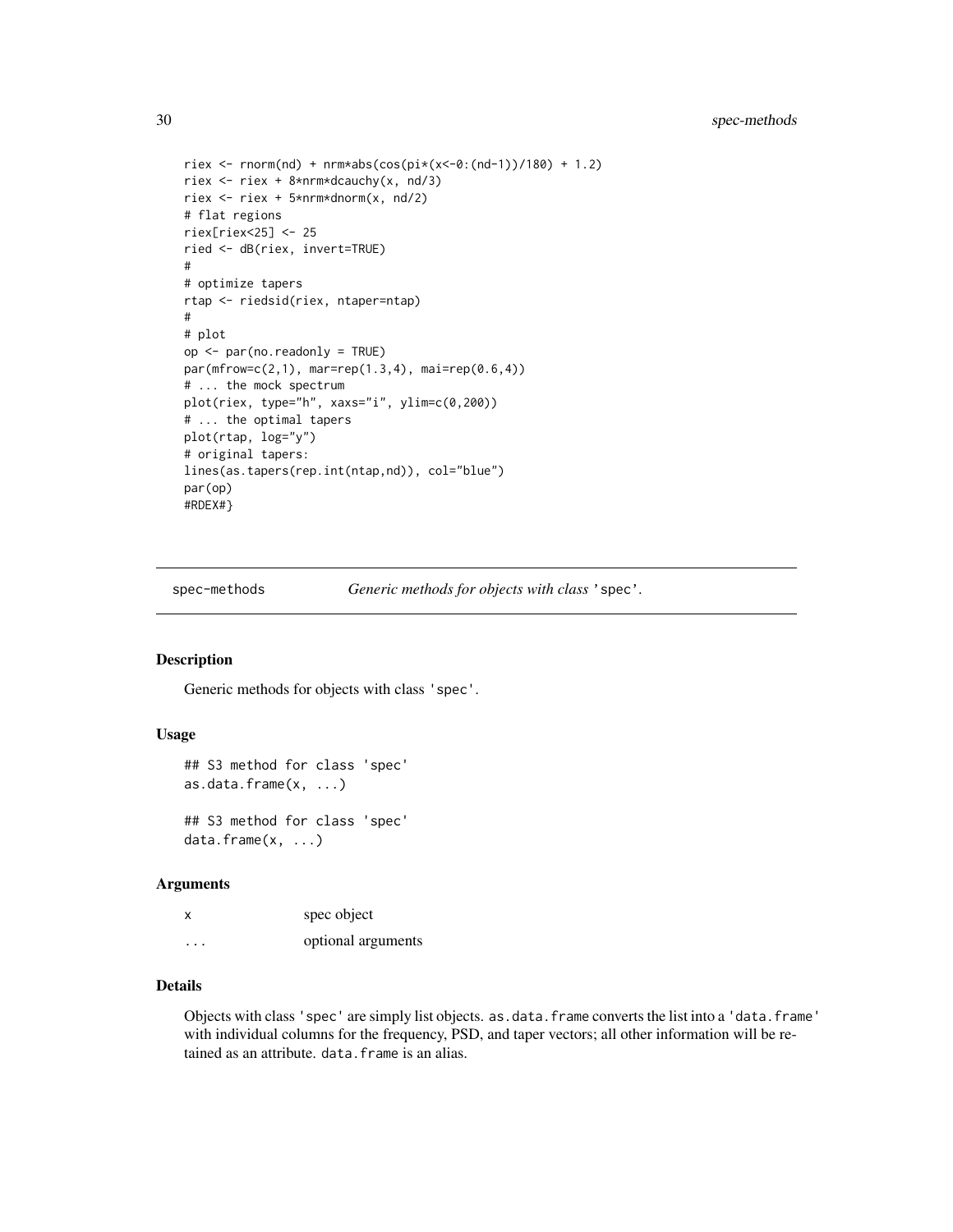```
riex <- rnorm(nd) + nrm*abs(cos(pi*(x<-0:(nd-1))/180) + 1.2)
riex <- riex + 8*nrm*dcauchy(x, nd/3)
riex <- riex + 5*nrm*dnorm(x, nd/2)
# flat regions
riex[riex<25] <- 25
ried <- dB(riex, invert=TRUE)
#
# optimize tapers
rtap <- riedsid(riex, ntaper=ntap)
#
# plot
op <- par(no.readonly = TRUE)
par(mfrow=c(2,1), mar=rep(1.3,4), mai=rep(0.6,4))
# ... the mock spectrum
plot(riex, type="h", xaxs="i", ylim=c(0,200))
# ... the optimal tapers
plot(rtap, log="y")
# original tapers:
lines(as.tapers(rep.int(ntap,nd)), col="blue")
par(op)
#RDEX#}
```

---

## spec-methods — *Generic methods for objects with class* '`spec`'.

### Description

Generic methods for objects with class 'spec'.

### Usage

```
## S3 method for class 'spec'
as.data.frame(x, ...)

## S3 method for class 'spec'
data.frame(x, ...)
```

### Arguments

| | |
|---|---|
| x | spec object |
| ... | optional arguments |

### Details

Objects with class 'spec' are simply list objects. `as.data.frame` converts the list into a 'data.frame' with individual columns for the frequency, PSD, and taper vectors; all other information will be retained as an attribute. `data.frame` is an alias.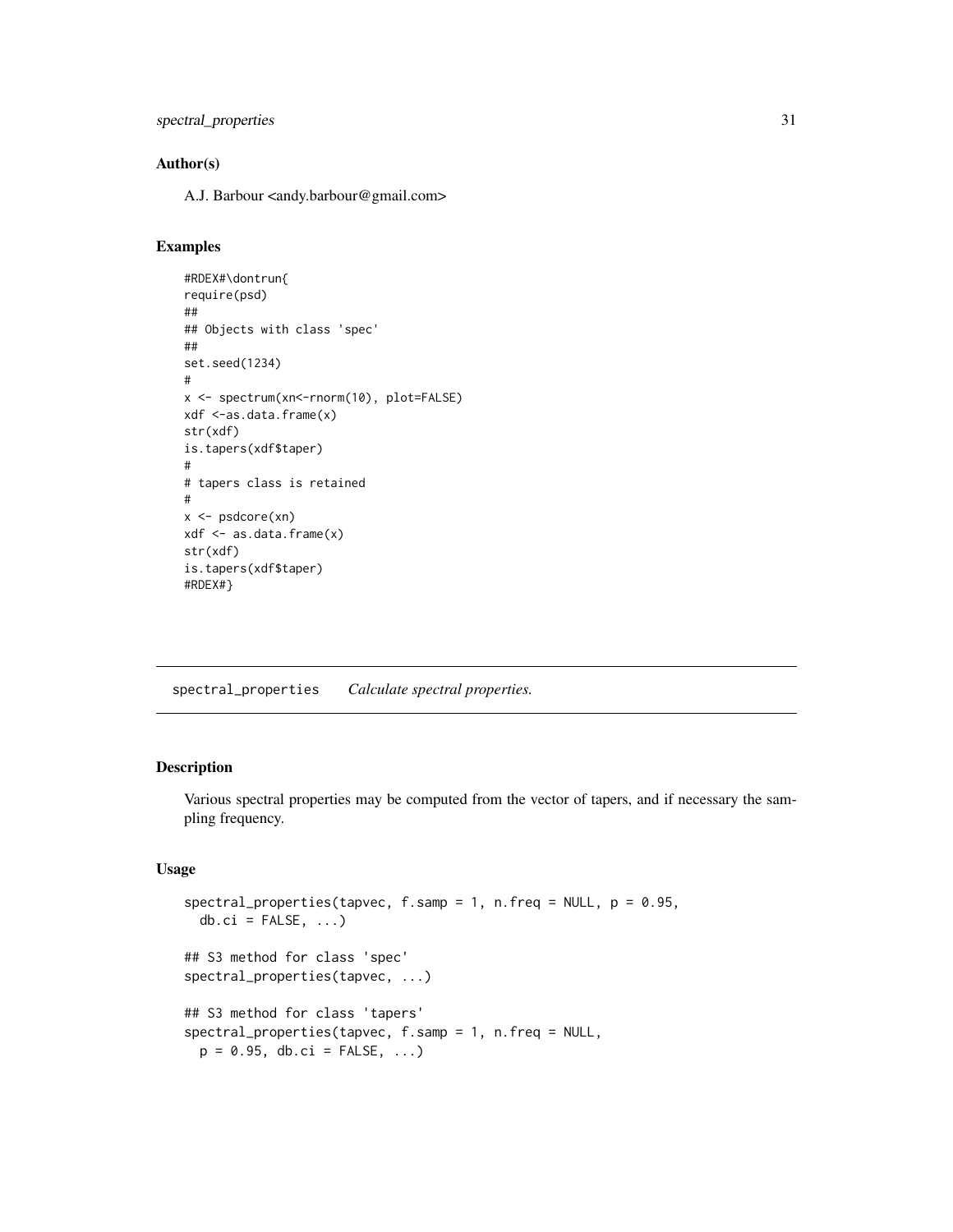### Author(s)

A.J. Barbour <andy.barbour@gmail.com>

### Examples

```
#RDEX#\dontrun{
require(psd)
##
## Objects with class 'spec'
##
set.seed(1234)
#
x <- spectrum(xn<-rnorm(10), plot=FALSE)
xdf <-as.data.frame(x)
str(xdf)
is.tapers(xdf$taper)
#
# tapers class is retained
#
x <- psdcore(xn)
xdf <- as.data.frame(x)
str(xdf)
is.tapers(xdf$taper)
#RDEX#}
```

---

## spectral_properties — *Calculate spectral properties.*

---

### Description

Various spectral properties may be computed from the vector of tapers, and if necessary the sampling frequency.

### Usage

```
spectral_properties(tapvec, f.samp = 1, n.freq = NULL, p = 0.95,
  db.ci = FALSE, ...)

## S3 method for class 'spec'
spectral_properties(tapvec, ...)

## S3 method for class 'tapers'
spectral_properties(tapvec, f.samp = 1, n.freq = NULL,
  p = 0.95, db.ci = FALSE, ...)
```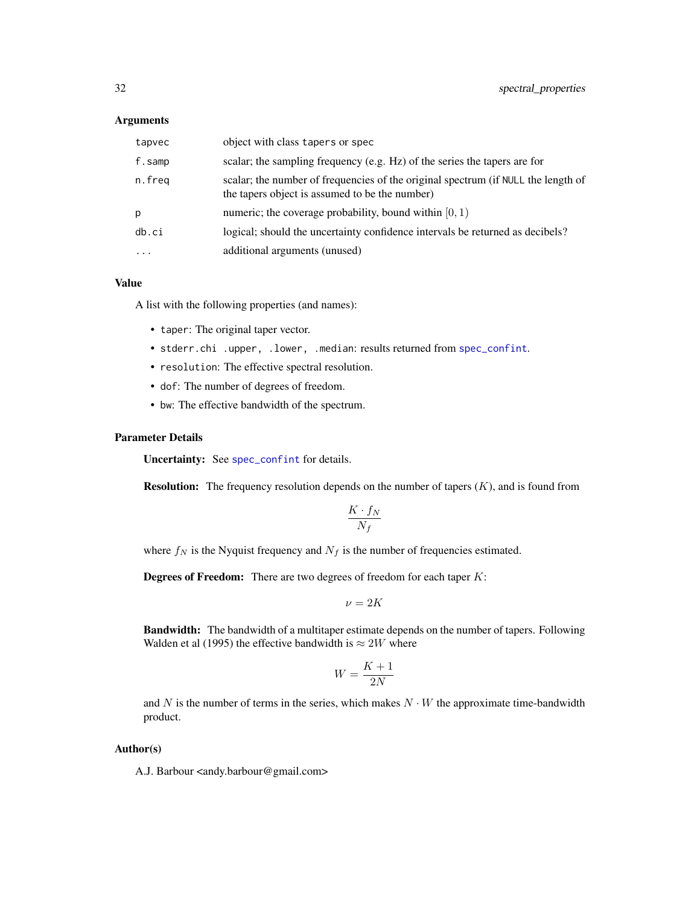### Arguments

| | |
|---|---|
| `tapvec` | object with class `tapers` or `spec` |
| `f.samp` | scalar; the sampling frequency (e.g. Hz) of the series the tapers are for |
| `n.freq` | scalar; the number of frequencies of the original spectrum (if `NULL` the length of the tapers object is assumed to be the number) |
| `p` | numeric; the coverage probability, bound within $[0, 1)$ |
| `db.ci` | logical; should the uncertainty confidence intervals be returned as decibels? |
| `...` | additional arguments (unused) |

### Value

A list with the following properties (and names):

- `taper`: The original taper vector.
- `stderr.chi .upper, .lower, .median`: results returned from `spec_confint`.
- `resolution`: The effective spectral resolution.
- `dof`: The number of degrees of freedom.
- `bw`: The effective bandwidth of the spectrum.

### Parameter Details

**Uncertainty:** See `spec_confint` for details.

**Resolution:** The frequency resolution depends on the number of tapers ($K$), and is found from

$$\frac{K \cdot f_N}{N_f}$$

where $f_N$ is the Nyquist frequency and $N_f$ is the number of frequencies estimated.

**Degrees of Freedom:** There are two degrees of freedom for each taper $K$:

$$\nu = 2K$$

**Bandwidth:** The bandwidth of a multitaper estimate depends on the number of tapers. Following Walden et al (1995) the effective bandwidth is $\approx 2W$ where

$$W = \frac{K+1}{2N}$$

and $N$ is the number of terms in the series, which makes $N \cdot W$ the approximate time-bandwidth product.

### Author(s)

A.J. Barbour <andy.barbour@gmail.com>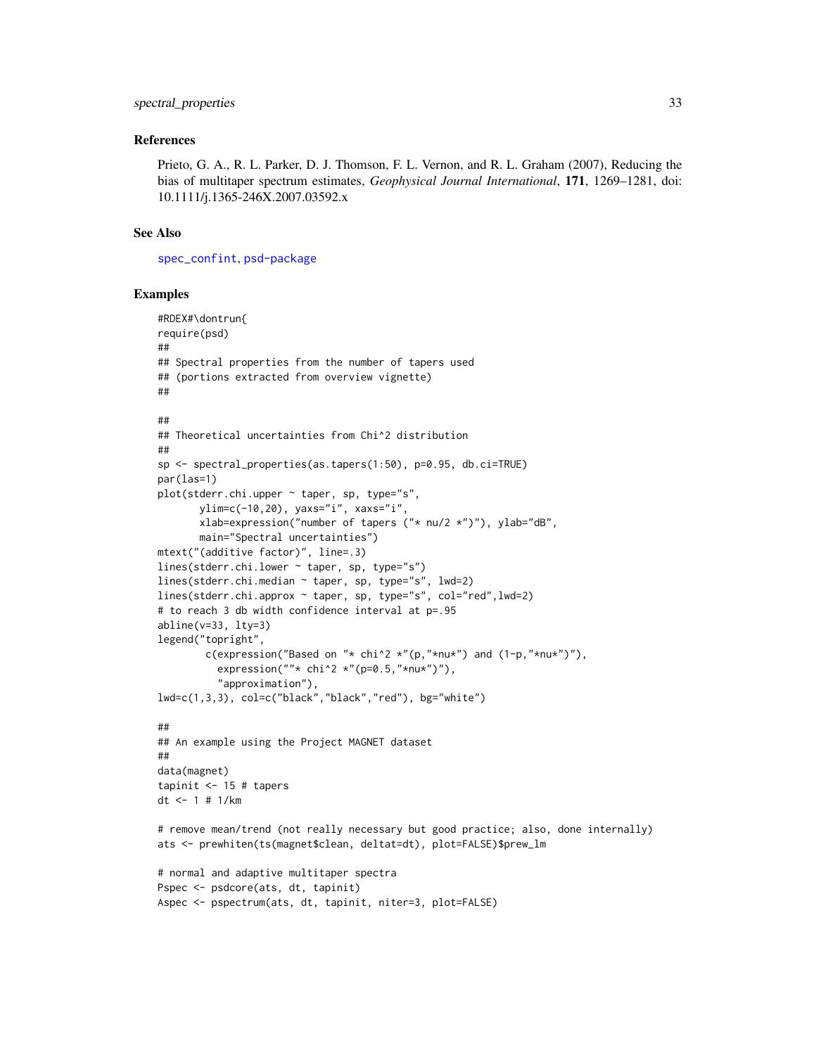### References

Prieto, G. A., R. L. Parker, D. J. Thomson, F. L. Vernon, and R. L. Graham (2007), Reducing the bias of multitaper spectrum estimates, *Geophysical Journal International*, **171**, 1269–1281, doi: 10.1111/j.1365-246X.2007.03592.x

### See Also

spec_confint, psd-package

### Examples

```
#RDEX#\dontrun{
require(psd)
##
## Spectral properties from the number of tapers used
## (portions extracted from overview vignette)
##

##
## Theoretical uncertainties from Chi^2 distribution
##
sp <- spectral_properties(as.tapers(1:50), p=0.95, db.ci=TRUE)
par(las=1)
plot(stderr.chi.upper ~ taper, sp, type="s",
       ylim=c(-10,20), yaxs="i", xaxs="i",
       xlab=expression("number of tapers ("* nu/2 *")"), ylab="dB",
       main="Spectral uncertainties")
mtext("(additive factor)", line=.3)
lines(stderr.chi.lower ~ taper, sp, type="s")
lines(stderr.chi.median ~ taper, sp, type="s", lwd=2)
lines(stderr.chi.approx ~ taper, sp, type="s", col="red",lwd=2)
# to reach 3 db width confidence interval at p=.95
abline(v=33, lty=3)
legend("topright",
        c(expression("Based on "* chi^2 *"(p,"*nu*") and (1-p,"*nu*")"),
          expression(""* chi^2 *"(p=0.5,"*nu*")"),
          "approximation"),
lwd=c(1,3,3), col=c("black","black","red"), bg="white")

##
## An example using the Project MAGNET dataset
##
data(magnet)
tapinit <- 15 # tapers
dt <- 1 # 1/km

# remove mean/trend (not really necessary but good practice; also, done internally)
ats <- prewhiten(ts(magnet$clean, deltat=dt), plot=FALSE)$prew_lm

# normal and adaptive multitaper spectra
Pspec <- psdcore(ats, dt, tapinit)
Aspec <- pspectrum(ats, dt, tapinit, niter=3, plot=FALSE)
```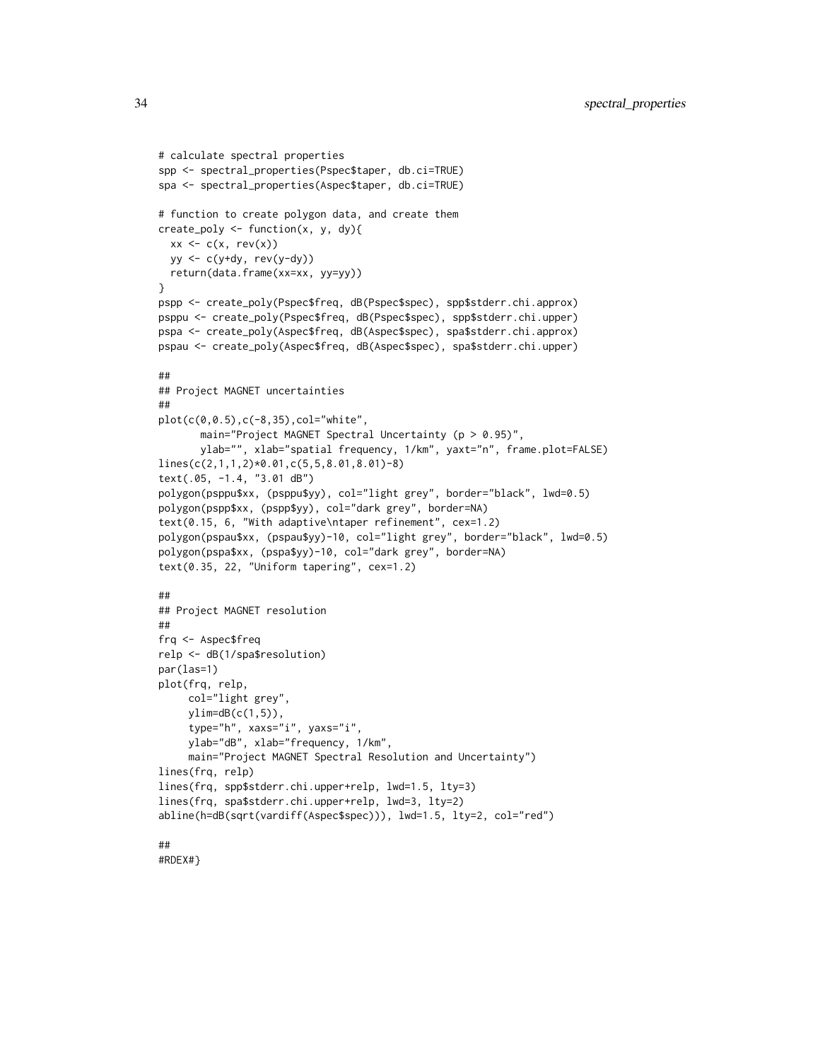```
# calculate spectral properties
spp <- spectral_properties(Pspec$taper, db.ci=TRUE)
spa <- spectral_properties(Aspec$taper, db.ci=TRUE)

# function to create polygon data, and create them
create_poly <- function(x, y, dy){
  xx <- c(x, rev(x))
  yy <- c(y+dy, rev(y-dy))
  return(data.frame(xx=xx, yy=yy))
}
pspp <- create_poly(Pspec$freq, dB(Pspec$spec), spp$stderr.chi.approx)
psppu <- create_poly(Pspec$freq, dB(Pspec$spec), spp$stderr.chi.upper)
pspa <- create_poly(Aspec$freq, dB(Aspec$spec), spa$stderr.chi.approx)
pspau <- create_poly(Aspec$freq, dB(Aspec$spec), spa$stderr.chi.upper)

##
## Project MAGNET uncertainties
##
plot(c(0,0.5),c(-8,35),col="white",
       main="Project MAGNET Spectral Uncertainty (p > 0.95)",
       ylab="", xlab="spatial frequency, 1/km", yaxt="n", frame.plot=FALSE)
lines(c(2,1,1,2)*0.01,c(5,5,8.01,8.01)-8)
text(.05, -1.4, "3.01 dB")
polygon(psppu$xx, (psppu$yy), col="light grey", border="black", lwd=0.5)
polygon(pspp$xx, (pspp$yy), col="dark grey", border=NA)
text(0.15, 6, "With adaptive\ntaper refinement", cex=1.2)
polygon(pspau$xx, (pspau$yy)-10, col="light grey", border="black", lwd=0.5)
polygon(pspa$xx, (pspa$yy)-10, col="dark grey", border=NA)
text(0.35, 22, "Uniform tapering", cex=1.2)

##
## Project MAGNET resolution
##
frq <- Aspec$freq
relp <- dB(1/spa$resolution)
par(las=1)
plot(frq, relp,
     col="light grey",
     ylim=dB(c(1,5)),
     type="h", xaxs="i", yaxs="i",
     ylab="dB", xlab="frequency, 1/km",
     main="Project MAGNET Spectral Resolution and Uncertainty")
lines(frq, relp)
lines(frq, spp$stderr.chi.upper+relp, lwd=1.5, lty=3)
lines(frq, spa$stderr.chi.upper+relp, lwd=3, lty=2)
abline(h=dB(sqrt(vardiff(Aspec$spec))), lwd=1.5, lty=2, col="red")

##
#RDEX#}
```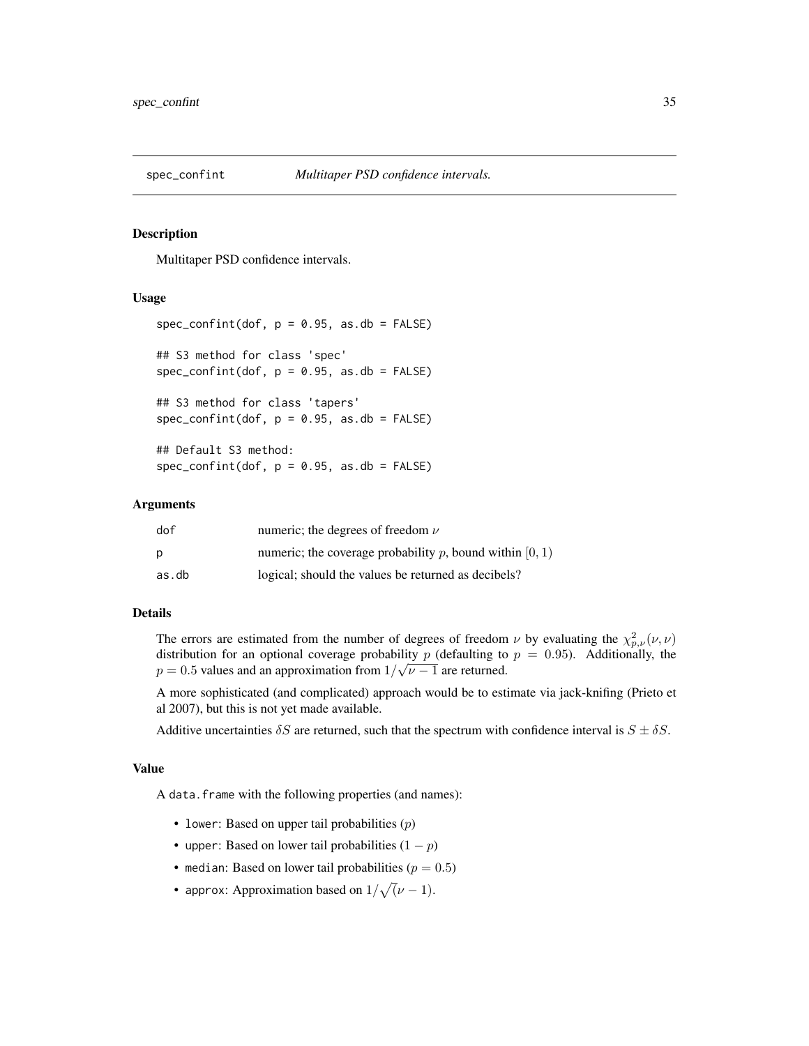# spec_confint — *Multitaper PSD confidence intervals.*

## Description

Multitaper PSD confidence intervals.

## Usage

```
spec_confint(dof, p = 0.95, as.db = FALSE)

## S3 method for class 'spec'
spec_confint(dof, p = 0.95, as.db = FALSE)

## S3 method for class 'tapers'
spec_confint(dof, p = 0.95, as.db = FALSE)

## Default S3 method:
spec_confint(dof, p = 0.95, as.db = FALSE)
```

## Arguments

| | |
|---|---|
| dof | numeric; the degrees of freedom $\nu$ |
| p | numeric; the coverage probability $p$, bound within $[0, 1)$ |
| as.db | logical; should the values be returned as decibels? |

## Details

The errors are estimated from the number of degrees of freedom $\nu$ by evaluating the $\chi^2_{p,\nu}(\nu, \nu)$ distribution for an optional coverage probability $p$ (defaulting to $p = 0.95$). Additionally, the $p = 0.5$ values and an approximation from $1/\sqrt{\nu - 1}$ are returned.

A more sophisticated (and complicated) approach would be to estimate via jack-knifing (Prieto et al 2007), but this is not yet made available.

Additive uncertainties $\delta S$ are returned, such that the spectrum with confidence interval is $S \pm \delta S$.

## Value

A data.frame with the following properties (and names):

- lower: Based on upper tail probabilities ($p$)
- upper: Based on lower tail probabilities ($1 - p$)
- median: Based on lower tail probabilities ($p = 0.5$)
- approx: Approximation based on $1/\sqrt{(}\nu - 1)$.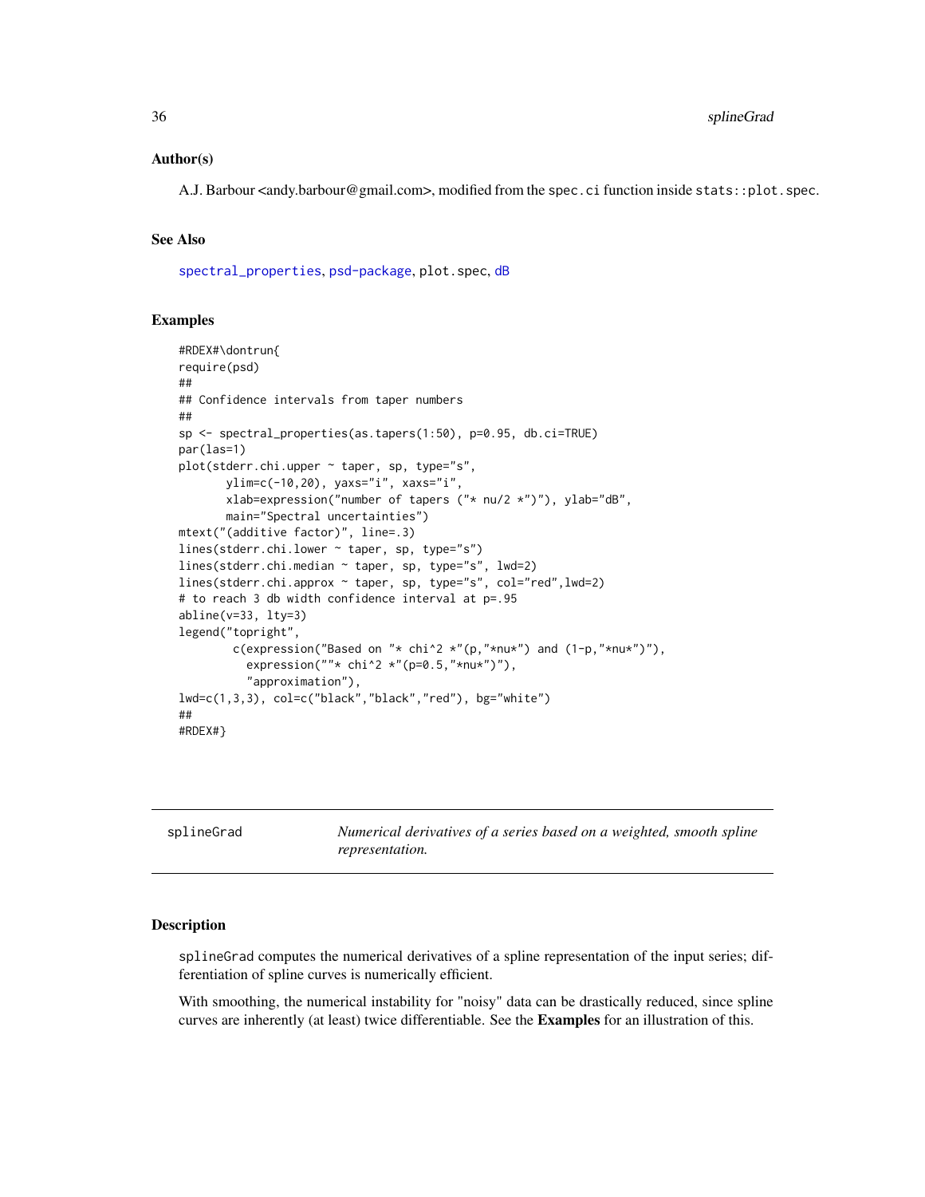### Author(s)

A.J. Barbour <andy.barbour@gmail.com>, modified from the spec.ci function inside stats::plot.spec.

### See Also

spectral_properties, psd-package, plot.spec, dB

### Examples

```
#RDEX#\dontrun{
require(psd)
##
## Confidence intervals from taper numbers
##
sp <- spectral_properties(as.tapers(1:50), p=0.95, db.ci=TRUE)
par(las=1)
plot(stderr.chi.upper ~ taper, sp, type="s",
       ylim=c(-10,20), yaxs="i", xaxs="i",
       xlab=expression("number of tapers ("* nu/2 *")"), ylab="dB",
       main="Spectral uncertainties")
mtext("(additive factor)", line=.3)
lines(stderr.chi.lower ~ taper, sp, type="s")
lines(stderr.chi.median ~ taper, sp, type="s", lwd=2)
lines(stderr.chi.approx ~ taper, sp, type="s", col="red",lwd=2)
# to reach 3 db width confidence interval at p=.95
abline(v=33, lty=3)
legend("topright",
        c(expression("Based on "* chi^2 *"(p,"*nu*") and (1-p,"*nu*")"),
          expression(""* chi^2 *"(p=0.5,"*nu*")"),
          "approximation"),
lwd=c(1,3,3), col=c("black","black","red"), bg="white")
##
#RDEX#}
```

---

## splineGrad — *Numerical derivatives of a series based on a weighted, smooth spline representation.*

### Description

splineGrad computes the numerical derivatives of a spline representation of the input series; differentiation of spline curves is numerically efficient.

With smoothing, the numerical instability for "noisy" data can be drastically reduced, since spline curves are inherently (at least) twice differentiable. See the **Examples** for an illustration of this.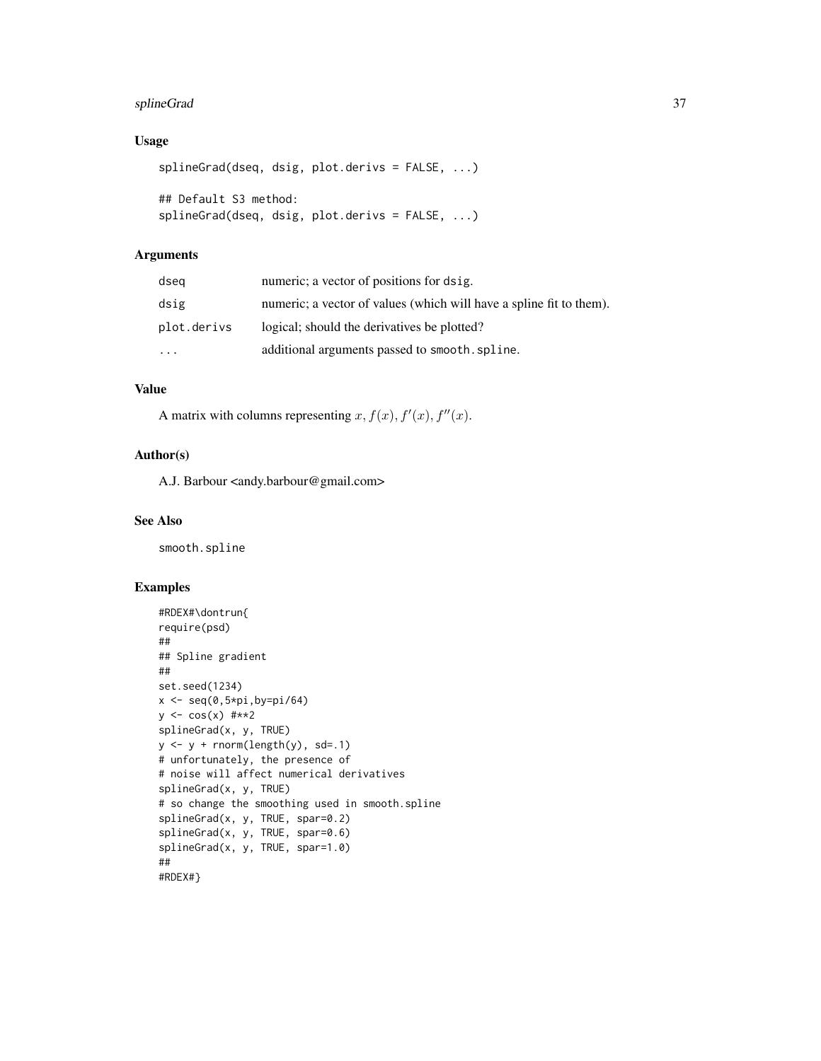### Usage

```
splineGrad(dseq, dsig, plot.derivs = FALSE, ...)

## Default S3 method:
splineGrad(dseq, dsig, plot.derivs = FALSE, ...)
```

### Arguments

| | |
|---|---|
| dseq | numeric; a vector of positions for dsig. |
| dsig | numeric; a vector of values (which will have a spline fit to them). |
| plot.derivs | logical; should the derivatives be plotted? |
| ... | additional arguments passed to smooth.spline. |

### Value

A matrix with columns representing $x, f(x), f'(x), f''(x)$.

### Author(s)

A.J. Barbour <andy.barbour@gmail.com>

### See Also

smooth.spline

### Examples

```
#RDEX#\dontrun{
require(psd)
##
## Spline gradient
##
set.seed(1234)
x <- seq(0,5*pi,by=pi/64)
y <- cos(x) #**2
splineGrad(x, y, TRUE)
y <- y + rnorm(length(y), sd=.1)
# unfortunately, the presence of
# noise will affect numerical derivatives
splineGrad(x, y, TRUE)
# so change the smoothing used in smooth.spline
splineGrad(x, y, TRUE, spar=0.2)
splineGrad(x, y, TRUE, spar=0.6)
splineGrad(x, y, TRUE, spar=1.0)
##
#RDEX#}
```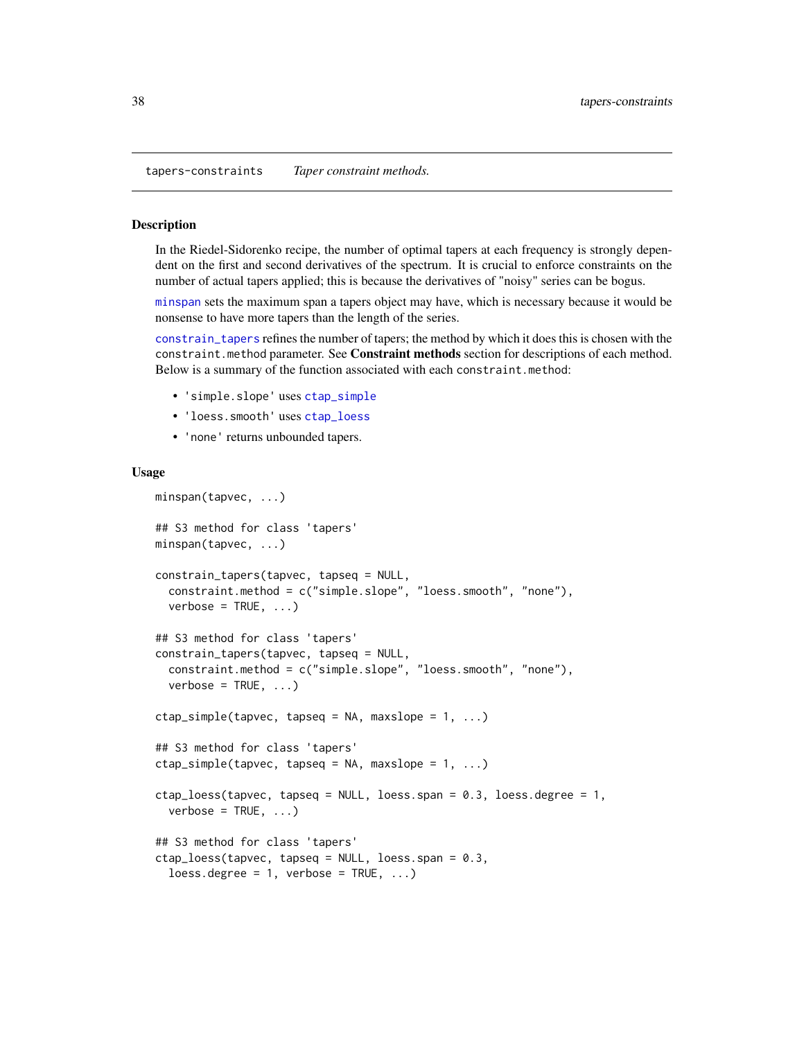tapers-constraints *Taper constraint methods.*

## Description

In the Riedel-Sidorenko recipe, the number of optimal tapers at each frequency is strongly dependent on the first and second derivatives of the spectrum. It is crucial to enforce constraints on the number of actual tapers applied; this is because the derivatives of "noisy" series can be bogus.

minspan sets the maximum span a tapers object may have, which is necessary because it would be nonsense to have more tapers than the length of the series.

constrain_tapers refines the number of tapers; the method by which it does this is chosen with the constraint.method parameter. See **Constraint methods** section for descriptions of each method. Below is a summary of the function associated with each constraint.method:

- 'simple.slope' uses ctap_simple
- 'loess.smooth' uses ctap_loess
- 'none' returns unbounded tapers.

## Usage

```
minspan(tapvec, ...)

## S3 method for class 'tapers'
minspan(tapvec, ...)

constrain_tapers(tapvec, tapseq = NULL,
  constraint.method = c("simple.slope", "loess.smooth", "none"),
  verbose = TRUE, ...)

## S3 method for class 'tapers'
constrain_tapers(tapvec, tapseq = NULL,
  constraint.method = c("simple.slope", "loess.smooth", "none"),
  verbose = TRUE, ...)

ctap_simple(tapvec, tapseq = NA, maxslope = 1, ...)

## S3 method for class 'tapers'
ctap_simple(tapvec, tapseq = NA, maxslope = 1, ...)

ctap_loess(tapvec, tapseq = NULL, loess.span = 0.3, loess.degree = 1,
  verbose = TRUE, ...)

## S3 method for class 'tapers'
ctap_loess(tapvec, tapseq = NULL, loess.span = 0.3,
  loess.degree = 1, verbose = TRUE, ...)
```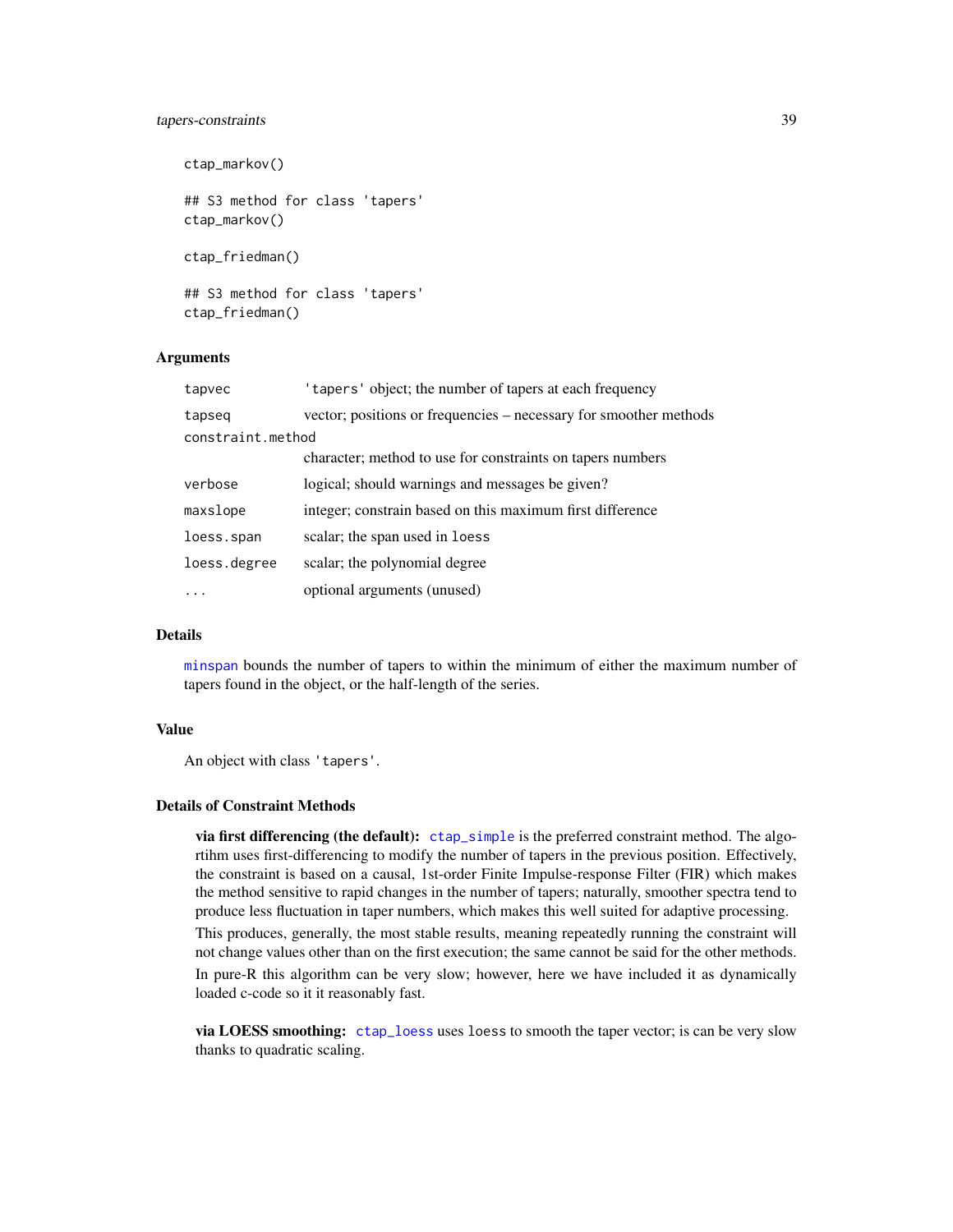```
ctap_markov()

## S3 method for class 'tapers'
ctap_markov()

ctap_friedman()

## S3 method for class 'tapers'
ctap_friedman()
```

### Arguments

| | |
|---|---|
| tapvec | 'tapers' object; the number of tapers at each frequency |
| tapseq | vector; positions or frequencies – necessary for smoother methods |
| constraint.method | character; method to use for constraints on tapers numbers |
| verbose | logical; should warnings and messages be given? |
| maxslope | integer; constrain based on this maximum first difference |
| loess.span | scalar; the span used in loess |
| loess.degree | scalar; the polynomial degree |
| ... | optional arguments (unused) |

### Details

minspan bounds the number of tapers to within the minimum of either the maximum number of tapers found in the object, or the half-length of the series.

### Value

An object with class 'tapers'.

### Details of Constraint Methods

**via first differencing (the default):** ctap_simple is the preferred constraint method. The algorithm uses first-differencing to modify the number of tapers in the previous position. Effectively, the constraint is based on a causal, 1st-order Finite Impulse-response Filter (FIR) which makes the method sensitive to rapid changes in the number of tapers; naturally, smoother spectra tend to produce less fluctuation in taper numbers, which makes this well suited for adaptive processing.

This produces, generally, the most stable results, meaning repeatedly running the constraint will not change values other than on the first execution; the same cannot be said for the other methods.

In pure-R this algorithm can be very slow; however, here we have included it as dynamically loaded c-code so it it reasonably fast.

**via LOESS smoothing:** ctap_loess uses loess to smooth the taper vector; is can be very slow thanks to quadratic scaling.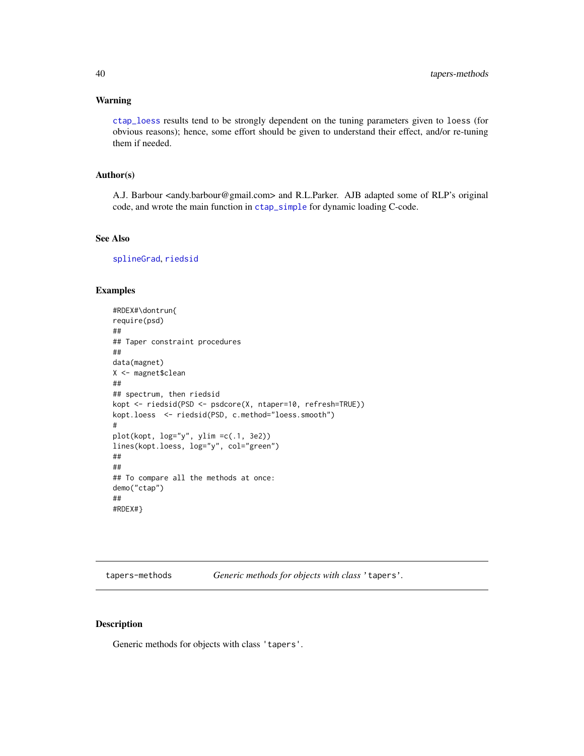### Warning

ctap_loess results tend to be strongly dependent on the tuning parameters given to loess (for obvious reasons); hence, some effort should be given to understand their effect, and/or re-tuning them if needed.

### Author(s)

A.J. Barbour <andy.barbour@gmail.com> and R.L.Parker. AJB adapted some of RLP's original code, and wrote the main function in ctap_simple for dynamic loading C-code.

### See Also

splineGrad, riedsid

### Examples

```
#RDEX#\dontrun{
require(psd)
##
## Taper constraint procedures
##
data(magnet)
X <- magnet$clean
##
## spectrum, then riedsid
kopt <- riedsid(PSD <- psdcore(X, ntaper=10, refresh=TRUE))
kopt.loess  <- riedsid(PSD, c.method="loess.smooth")
#
plot(kopt, log="y", ylim =c(.1, 3e2))
lines(kopt.loess, log="y", col="green")
##
##
## To compare all the methods at once:
demo("ctap")
##
#RDEX#}
```

---

## tapers-methods — *Generic methods for objects with class* 'tapers'.

### Description

Generic methods for objects with class 'tapers'.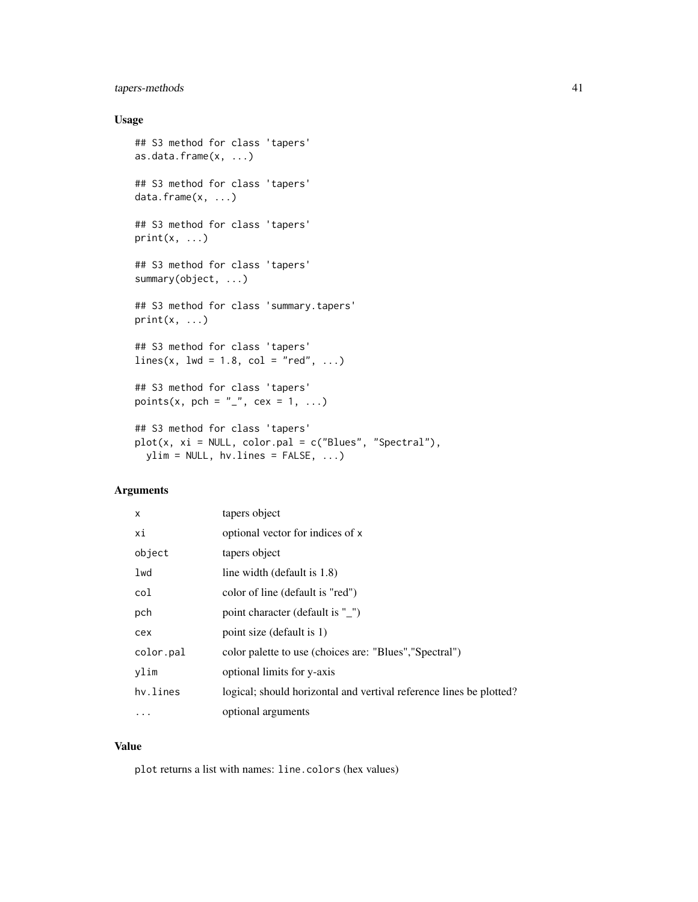## Usage

```
## S3 method for class 'tapers'
as.data.frame(x, ...)

## S3 method for class 'tapers'
data.frame(x, ...)

## S3 method for class 'tapers'
print(x, ...)

## S3 method for class 'tapers'
summary(object, ...)

## S3 method for class 'summary.tapers'
print(x, ...)

## S3 method for class 'tapers'
lines(x, lwd = 1.8, col = "red", ...)

## S3 method for class 'tapers'
points(x, pch = "_", cex = 1, ...)

## S3 method for class 'tapers'
plot(x, xi = NULL, color.pal = c("Blues", "Spectral"),
  ylim = NULL, hv.lines = FALSE, ...)
```

## Arguments

| | |
|---|---|
| `x` | tapers object |
| `xi` | optional vector for indices of `x` |
| `object` | tapers object |
| `lwd` | line width (default is 1.8) |
| `col` | color of line (default is "red") |
| `pch` | point character (default is "_") |
| `cex` | point size (default is 1) |
| `color.pal` | color palette to use (choices are: "Blues","Spectral") |
| `ylim` | optional limits for y-axis |
| `hv.lines` | logical; should horizontal and vertival reference lines be plotted? |
| `...` | optional arguments |

## Value

`plot` returns a list with names: `line.colors` (hex values)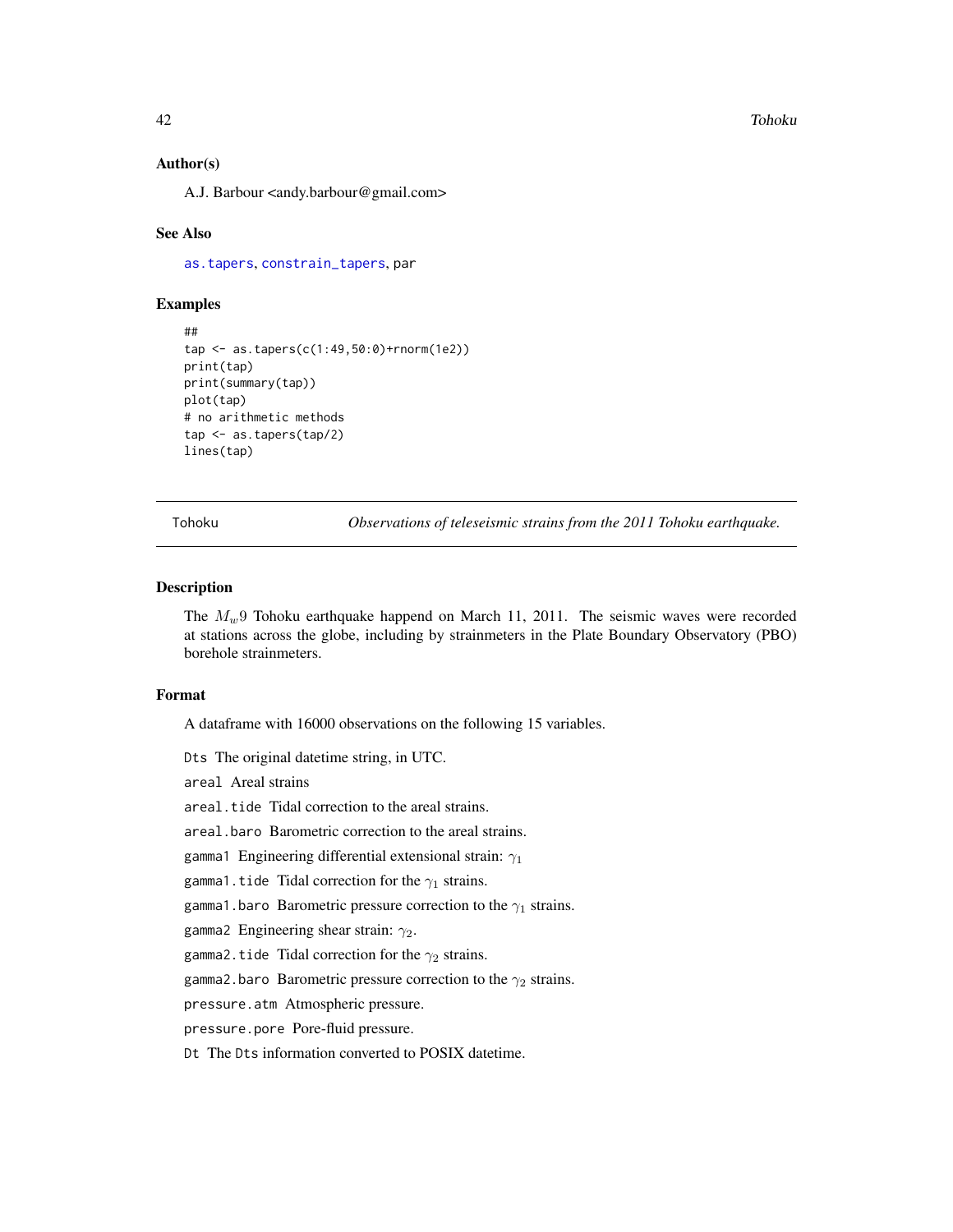### Author(s)

A.J. Barbour <andy.barbour@gmail.com>

### See Also

as.tapers, constrain_tapers, par

### Examples

```
##
tap <- as.tapers(c(1:49,50:0)+rnorm(1e2))
print(tap)
print(summary(tap))
plot(tap)
# no arithmetic methods
tap <- as.tapers(tap/2)
lines(tap)
```

---

Tohoku *Observations of teleseismic strains from the 2011 Tohoku earthquake.*

---

### Description

The $M_w 9$ Tohoku earthquake happend on March 11, 2011. The seismic waves were recorded at stations across the globe, including by strainmeters in the Plate Boundary Observatory (PBO) borehole strainmeters.

### Format

A dataframe with 16000 observations on the following 15 variables.

`Dts` The original datetime string, in UTC.

`areal` Areal strains

`areal.tide` Tidal correction to the areal strains.

`areal.baro` Barometric correction to the areal strains.

`gamma1` Engineering differential extensional strain: $\gamma_1$

`gamma1.tide` Tidal correction for the $\gamma_1$ strains.

`gamma1.baro` Barometric pressure correction to the $\gamma_1$ strains.

`gamma2` Engineering shear strain: $\gamma_2$.

`gamma2.tide` Tidal correction for the $\gamma_2$ strains.

`gamma2.baro` Barometric pressure correction to the $\gamma_2$ strains.

`pressure.atm` Atmospheric pressure.

`pressure.pore` Pore-fluid pressure.

`Dt` The `Dts` information converted to POSIX datetime.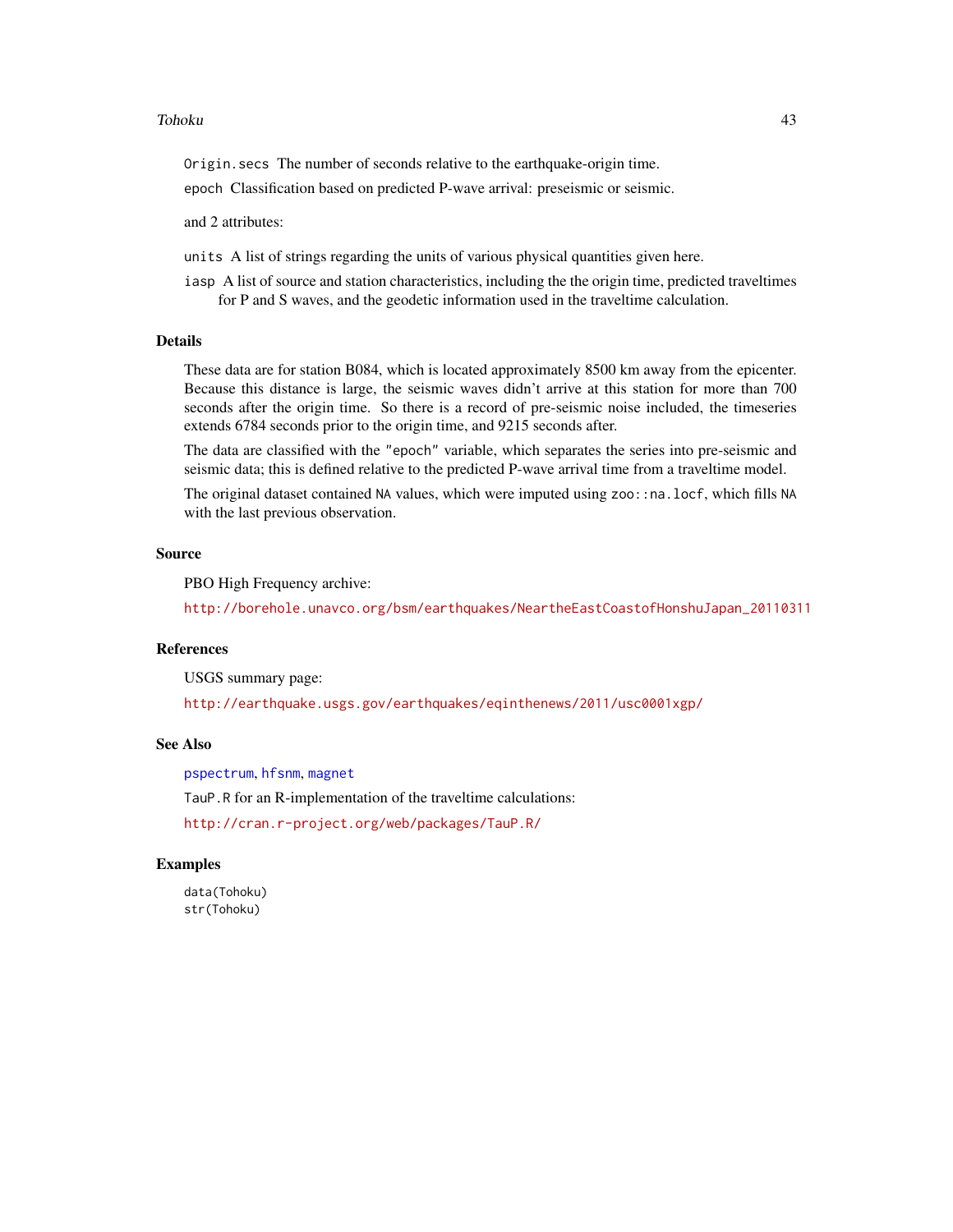`Origin.secs` The number of seconds relative to the earthquake-origin time.

`epoch` Classification based on predicted P-wave arrival: preseismic or seismic.

and 2 attributes:

`units` A list of strings regarding the units of various physical quantities given here.

`iasp` A list of source and station characteristics, including the the origin time, predicted traveltimes for P and S waves, and the geodetic information used in the traveltime calculation.

## Details

These data are for station B084, which is located approximately 8500 km away from the epicenter. Because this distance is large, the seismic waves didn't arrive at this station for more than 700 seconds after the origin time. So there is a record of pre-seismic noise included, the timeseries extends 6784 seconds prior to the origin time, and 9215 seconds after.

The data are classified with the `"epoch"` variable, which separates the series into pre-seismic and seismic data; this is defined relative to the predicted P-wave arrival time from a traveltime model.

The original dataset contained `NA` values, which were imputed using `zoo::na.locf`, which fills `NA` with the last previous observation.

## Source

PBO High Frequency archive:

http://borehole.unavco.org/bsm/earthquakes/NeartheEastCoastofHonshuJapan_20110311

## References

USGS summary page:

http://earthquake.usgs.gov/earthquakes/eqinthenews/2011/usc0001xgp/

## See Also

`pspectrum`, `hfsnm`, `magnet`

`TauP.R` for an R-implementation of the traveltime calculations:

http://cran.r-project.org/web/packages/TauP.R/

## Examples

```
data(Tohoku)
str(Tohoku)
```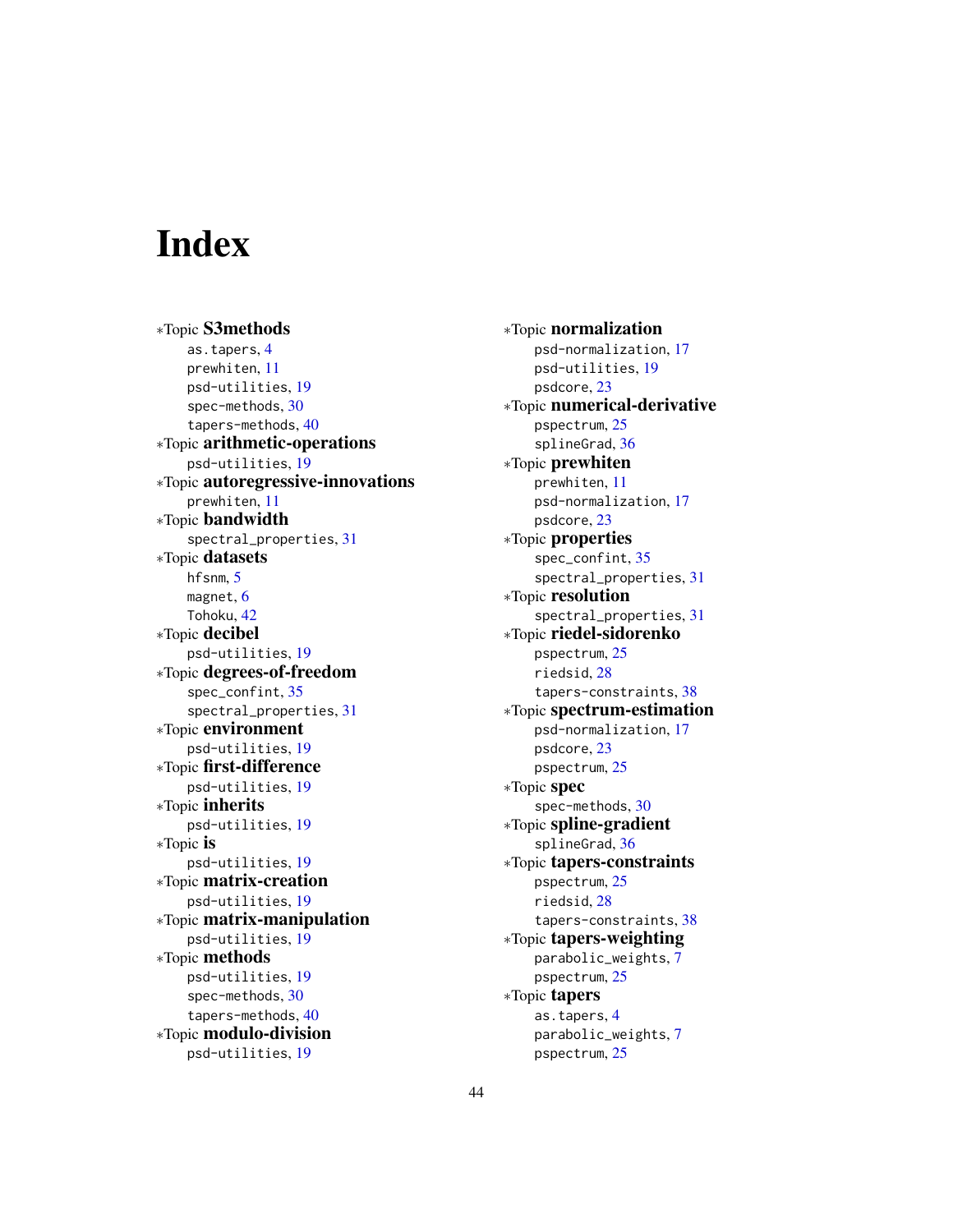# Index

∗Topic **S3methods**
- as.tapers, 4
- prewhiten, 11
- psd-utilities, 19
- spec-methods, 30
- tapers-methods, 40

∗Topic **arithmetic-operations**
- psd-utilities, 19

∗Topic **autoregressive-innovations**
- prewhiten, 11

∗Topic **bandwidth**
- spectral_properties, 31

∗Topic **datasets**
- hfsnm, 5
- magnet, 6
- Tohoku, 42

∗Topic **decibel**
- psd-utilities, 19

∗Topic **degrees-of-freedom**
- spec_confint, 35
- spectral_properties, 31

∗Topic **environment**
- psd-utilities, 19

∗Topic **first-difference**
- psd-utilities, 19

∗Topic **inherits**
- psd-utilities, 19

∗Topic **is**
- psd-utilities, 19

∗Topic **matrix-creation**
- psd-utilities, 19

∗Topic **matrix-manipulation**
- psd-utilities, 19

∗Topic **methods**
- psd-utilities, 19
- spec-methods, 30
- tapers-methods, 40

∗Topic **modulo-division**
- psd-utilities, 19

∗Topic **normalization**
- psd-normalization, 17
- psd-utilities, 19
- psdcore, 23

∗Topic **numerical-derivative**
- pspectrum, 25
- splineGrad, 36

∗Topic **prewhiten**
- prewhiten, 11
- psd-normalization, 17
- psdcore, 23

∗Topic **properties**
- spec_confint, 35
- spectral_properties, 31

∗Topic **resolution**
- spectral_properties, 31

∗Topic **riedel-sidorenko**
- pspectrum, 25
- riedsid, 28
- tapers-constraints, 38

∗Topic **spectrum-estimation**
- psd-normalization, 17
- psdcore, 23
- pspectrum, 25

∗Topic **spec**
- spec-methods, 30

∗Topic **spline-gradient**
- splineGrad, 36

∗Topic **tapers-constraints**
- pspectrum, 25
- riedsid, 28
- tapers-constraints, 38

∗Topic **tapers-weighting**
- parabolic_weights, 7
- pspectrum, 25

∗Topic **tapers**
- as.tapers, 4
- parabolic_weights, 7
- pspectrum, 25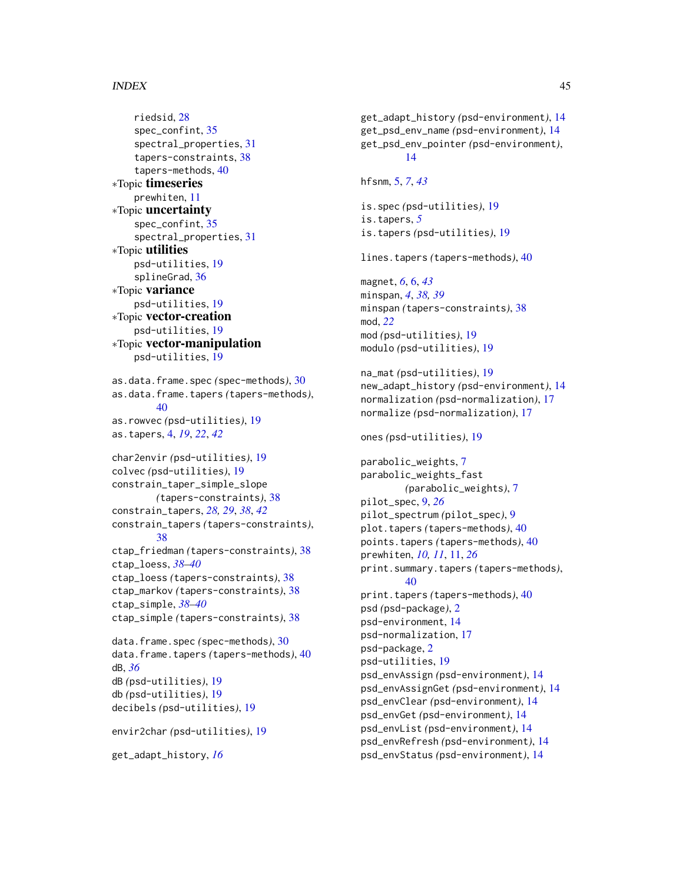riedsid, 28
spec_confint, 35
spectral_properties, 31
tapers-constraints, 38
tapers-methods, 40

∗Topic **timeseries**
prewhiten, 11

∗Topic **uncertainty**
spec_confint, 35
spectral_properties, 31

∗Topic **utilities**
psd-utilities, 19
splineGrad, 36

∗Topic **variance**
psd-utilities, 19

∗Topic **vector-creation**
psd-utilities, 19

∗Topic **vector-manipulation**
psd-utilities, 19

as.data.frame.spec *(spec-methods)*, 30
as.data.frame.tapers *(tapers-methods)*, 40
as.rowvec *(psd-utilities)*, 19
as.tapers, 4, *19*, *22*, *42*

char2envir *(psd-utilities)*, 19
colvec *(psd-utilities)*, 19
constrain_taper_simple_slope *(tapers-constraints)*, 38
constrain_tapers, *28*, *29*, *38*, *42*
constrain_tapers *(tapers-constraints)*, 38
ctap_friedman *(tapers-constraints)*, 38
ctap_loess, *38–40*
ctap_loess *(tapers-constraints)*, 38
ctap_markov *(tapers-constraints)*, 38
ctap_simple, *38–40*
ctap_simple *(tapers-constraints)*, 38

data.frame.spec *(spec-methods)*, 30
data.frame.tapers *(tapers-methods)*, 40
dB, *36*
dB *(psd-utilities)*, 19
db *(psd-utilities)*, 19
decibels *(psd-utilities)*, 19

envir2char *(psd-utilities)*, 19

get_adapt_history, *16*
get_adapt_history *(psd-environment)*, 14
get_psd_env_name *(psd-environment)*, 14
get_psd_env_pointer *(psd-environment)*, 14

hfsnm, 5, *7*, *43*

is.spec *(psd-utilities)*, 19
is.tapers, *5*
is.tapers *(psd-utilities)*, 19

lines.tapers *(tapers-methods)*, 40

magnet, *6*, 6, *43*
minspan, *4*, *38*, *39*
minspan *(tapers-constraints)*, 38
mod, *22*
mod *(psd-utilities)*, 19
modulo *(psd-utilities)*, 19

na_mat *(psd-utilities)*, 19
new_adapt_history *(psd-environment)*, 14
normalization *(psd-normalization)*, 17
normalize *(psd-normalization)*, 17

ones *(psd-utilities)*, 19

parabolic_weights, 7
parabolic_weights_fast *(parabolic_weights)*, 7
pilot_spec, 9, *26*
pilot_spectrum *(pilot_spec)*, 9
plot.tapers *(tapers-methods)*, 40
points.tapers *(tapers-methods)*, 40
prewhiten, *10*, *11*, 11, *26*
print.summary.tapers *(tapers-methods)*, 40
print.tapers *(tapers-methods)*, 40
psd *(psd-package)*, 2
psd-environment, 14
psd-normalization, 17
psd-package, 2
psd-utilities, 19
psd_envAssign *(psd-environment)*, 14
psd_envAssignGet *(psd-environment)*, 14
psd_envClear *(psd-environment)*, 14
psd_envGet *(psd-environment)*, 14
psd_envList *(psd-environment)*, 14
psd_envRefresh *(psd-environment)*, 14
psd_envStatus *(psd-environment)*, 14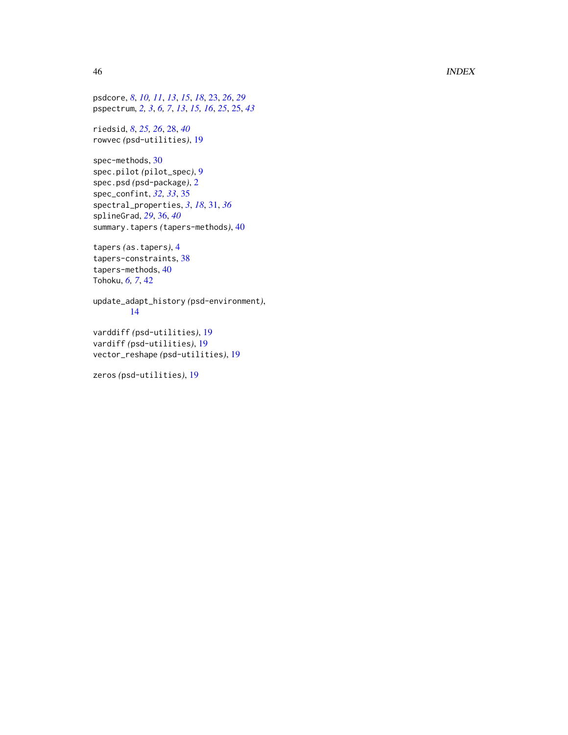psdcore, *8*, *10, 11*, *13*, *15*, *18*, 23, *26*, *29*
pspectrum, *2, 3*, *6, 7*, *13*, *15, 16*, *25*, 25, *43*

riedsid, *8*, *25, 26*, 28, *40*
rowvec *(*psd-utilities*)*, 19

spec-methods, 30
spec.pilot *(*pilot_spec*)*, 9
spec.psd *(*psd-package*)*, 2
spec_confint, *32, 33*, 35
spectral_properties, *3*, *18*, 31, *36*
splineGrad, *29*, 36, *40*
summary.tapers *(*tapers-methods*)*, 40

tapers *(*as.tapers*)*, 4
tapers-constraints, 38
tapers-methods, 40
Tohoku, *6, 7*, 42

update_adapt_history *(*psd-environment*)*, 14

varddiff *(*psd-utilities*)*, 19
vardiff *(*psd-utilities*)*, 19
vector_reshape *(*psd-utilities*)*, 19

zeros *(*psd-utilities*)*, 19